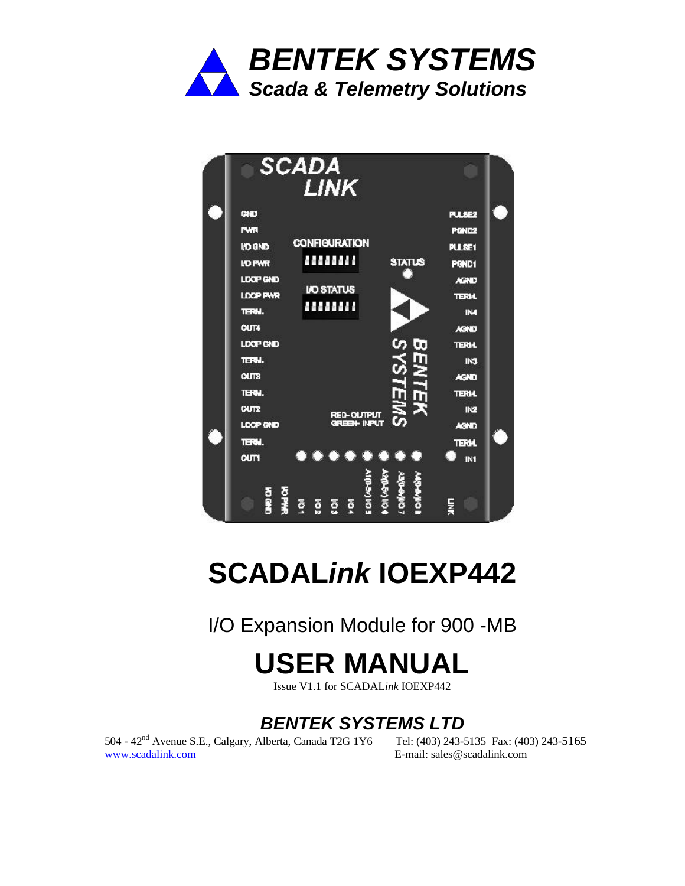# BENTEK SYSTEMS

***Scada & Telemetry Solutions***

# SCADAL*ink* IOEXP442

I/O Expansion Module for 900 -MB

# USER MANUAL

Issue V1.1 for SCADAL*ink* IOEXP442

***BENTEK SYSTEMS LTD***

504 - 42nd Avenue S.E., Calgary, Alberta, Canada T2G 1Y6 Tel: (403) 243-5135 Fax: (403) 243-5165

www.scadalink.com E-mail: sales@scadalink.com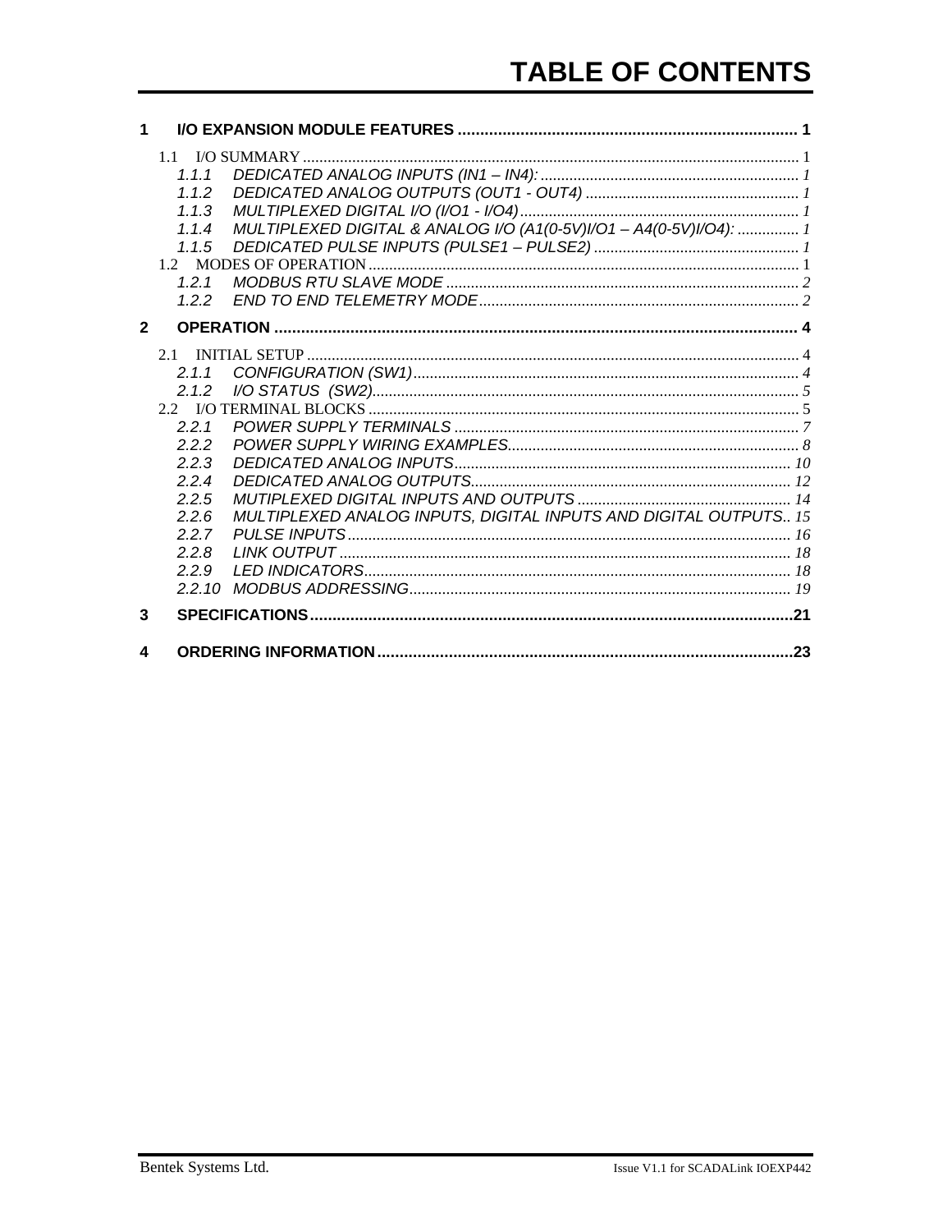# TABLE OF CONTENTS

**1 I/O EXPANSION MODULE FEATURES ........ 1**

1.1 I/O SUMMARY ........ 1

*1.1.1 DEDICATED ANALOG INPUTS (IN1 – IN4): ........ 1*

*1.1.2 DEDICATED ANALOG OUTPUTS (OUT1 - OUT4) ........ 1*

*1.1.3 MULTIPLEXED DIGITAL I/O (I/O1 - I/O4) ........ 1*

*1.1.4 MULTIPLEXED DIGITAL & ANALOG I/O (A1(0-5V)I/O1 – A4(0-5V)I/O4): ........ 1*

*1.1.5 DEDICATED PULSE INPUTS (PULSE1 – PULSE2) ........ 1*

1.2 MODES OF OPERATION ........ 1

*1.2.1 MODBUS RTU SLAVE MODE ........ 2*

*1.2.2 END TO END TELEMETRY MODE ........ 2*

**2 OPERATION ........ 4**

2.1 INITIAL SETUP ........ 4

*2.1.1 CONFIGURATION (SW1) ........ 4*

*2.1.2 I/O STATUS (SW2) ........ 5*

2.2 I/O TERMINAL BLOCKS ........ 5

*2.2.1 POWER SUPPLY TERMINALS ........ 7*

*2.2.2 POWER SUPPLY WIRING EXAMPLES ........ 8*

*2.2.3 DEDICATED ANALOG INPUTS ........ 10*

*2.2.4 DEDICATED ANALOG OUTPUTS ........ 12*

*2.2.5 MUTIPLEXED DIGITAL INPUTS AND OUTPUTS ........ 14*

*2.2.6 MULTIPLEXED ANALOG INPUTS, DIGITAL INPUTS AND DIGITAL OUTPUTS ........ 15*

*2.2.7 PULSE INPUTS ........ 16*

*2.2.8 LINK OUTPUT ........ 18*

*2.2.9 LED INDICATORS ........ 18*

*2.2.10 MODBUS ADDRESSING ........ 19*

**3 SPECIFICATIONS ........ 21**

**4 ORDERING INFORMATION ........ 23**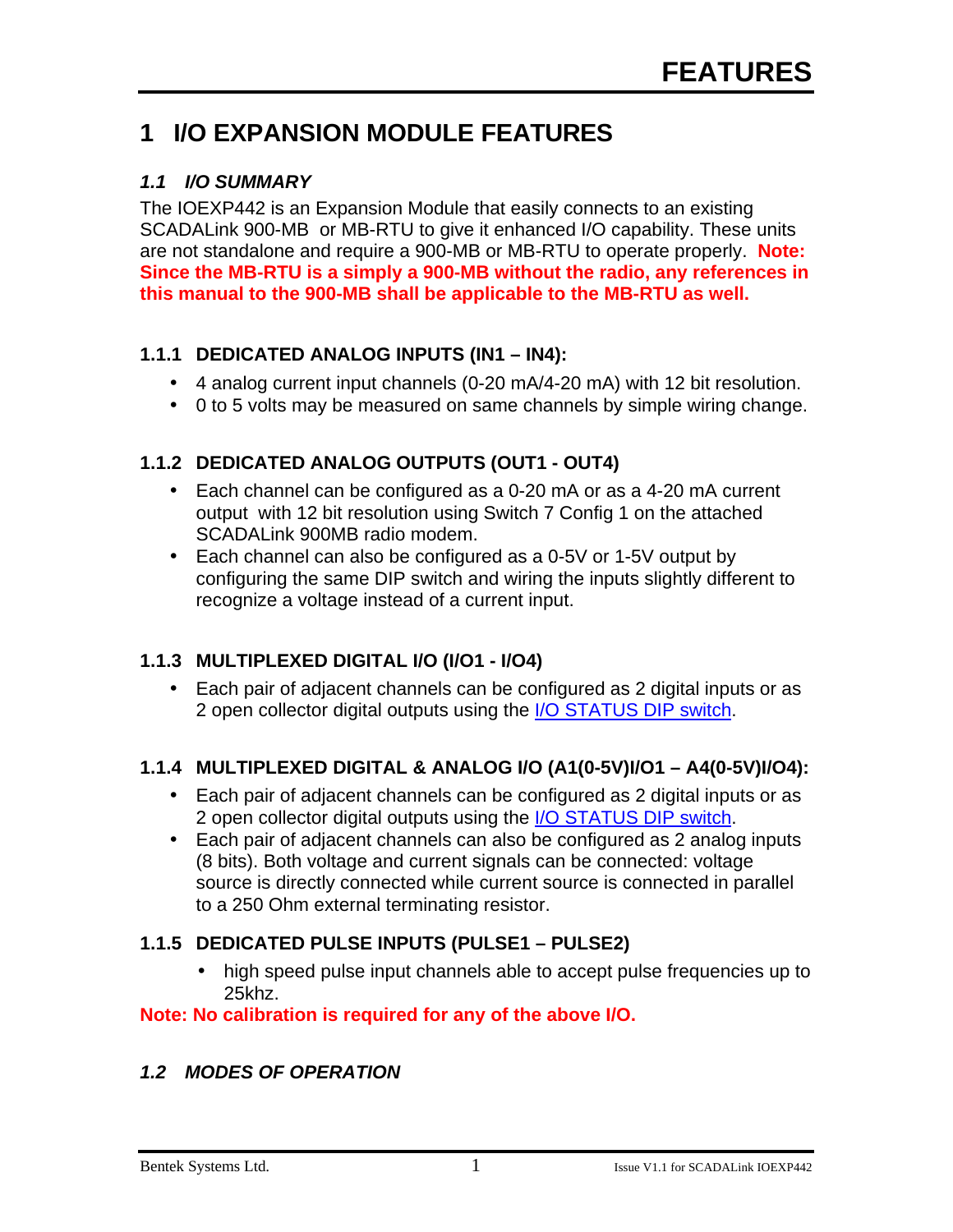# FEATURES

# 1 I/O EXPANSION MODULE FEATURES

## *1.1 I/O SUMMARY*

The IOEXP442 is an Expansion Module that easily connects to an existing SCADALink 900-MB or MB-RTU to give it enhanced I/O capability. These units are not standalone and require a 900-MB or MB-RTU to operate properly. **Note: Since the MB-RTU is a simply a 900-MB without the radio, any references in this manual to the 900-MB shall be applicable to the MB-RTU as well.**

### 1.1.1 DEDICATED ANALOG INPUTS (IN1 – IN4):

- 4 analog current input channels (0-20 mA/4-20 mA) with 12 bit resolution.
- 0 to 5 volts may be measured on same channels by simple wiring change.

### 1.1.2 DEDICATED ANALOG OUTPUTS (OUT1 - OUT4)

- Each channel can be configured as a 0-20 mA or as a 4-20 mA current output with 12 bit resolution using Switch 7 Config 1 on the attached SCADALink 900MB radio modem.
- Each channel can also be configured as a 0-5V or 1-5V output by configuring the same DIP switch and wiring the inputs slightly different to recognize a voltage instead of a current input.

### 1.1.3 MULTIPLEXED DIGITAL I/O (I/O1 - I/O4)

- Each pair of adjacent channels can be configured as 2 digital inputs or as 2 open collector digital outputs using the I/O STATUS DIP switch.

### 1.1.4 MULTIPLEXED DIGITAL & ANALOG I/O (A1(0-5V)I/O1 – A4(0-5V)I/O4):

- Each pair of adjacent channels can be configured as 2 digital inputs or as 2 open collector digital outputs using the I/O STATUS DIP switch.
- Each pair of adjacent channels can also be configured as 2 analog inputs (8 bits). Both voltage and current signals can be connected: voltage source is directly connected while current source is connected in parallel to a 250 Ohm external terminating resistor.

### 1.1.5 DEDICATED PULSE INPUTS (PULSE1 – PULSE2)

- high speed pulse input channels able to accept pulse frequencies up to 25khz.

**Note: No calibration is required for any of the above I/O.**

## *1.2 MODES OF OPERATION*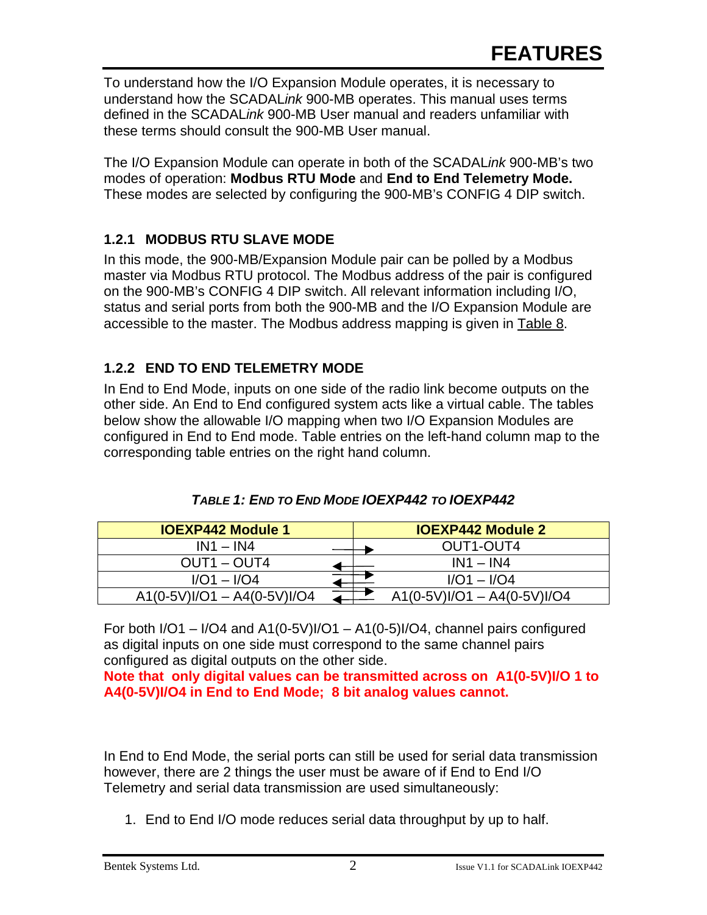# FEATURES

To understand how the I/O Expansion Module operates, it is necessary to understand how the SCADAL*ink* 900-MB operates. This manual uses terms defined in the SCADAL*ink* 900-MB User manual and readers unfamiliar with these terms should consult the 900-MB User manual.

The I/O Expansion Module can operate in both of the SCADAL*ink* 900-MB's two modes of operation: **Modbus RTU Mode** and **End to End Telemetry Mode.** These modes are selected by configuring the 900-MB's CONFIG 4 DIP switch.

### 1.2.1 MODBUS RTU SLAVE MODE

In this mode, the 900-MB/Expansion Module pair can be polled by a Modbus master via Modbus RTU protocol. The Modbus address of the pair is configured on the 900-MB's CONFIG 4 DIP switch. All relevant information including I/O, status and serial ports from both the 900-MB and the I/O Expansion Module are accessible to the master. The Modbus address mapping is given in Table 8.

### 1.2.2 END TO END TELEMETRY MODE

In End to End Mode, inputs on one side of the radio link become outputs on the other side. An End to End configured system acts like a virtual cable. The tables below show the allowable I/O mapping when two I/O Expansion Modules are configured in End to End mode. Table entries on the left-hand column map to the corresponding table entries on the right hand column.

***TABLE 1: END TO END MODE IOEXP442 TO IOEXP442***

| IOEXP442 Module 1 | | IOEXP442 Module 2 |
|---|---|---|
| IN1 – IN4 | → | OUT1-OUT4 |
| OUT1 – OUT4 | ← | IN1 – IN4 |
| I/O1 – I/O4 | ⇄ | I/O1 – I/O4 |
| A1(0-5V)I/O1 – A4(0-5V)I/O4 | ⇄ | A1(0-5V)I/O1 – A4(0-5V)I/O4 |

For both I/O1 – I/O4 and A1(0-5V)I/O1 – A1(0-5)I/O4, channel pairs configured as digital inputs on one side must correspond to the same channel pairs configured as digital outputs on the other side.

**Note that only digital values can be transmitted across on A1(0-5V)I/O 1 to A4(0-5V)I/O4 in End to End Mode; 8 bit analog values cannot.**

In End to End Mode, the serial ports can still be used for serial data transmission however, there are 2 things the user must be aware of if End to End I/O Telemetry and serial data transmission are used simultaneously:

1. End to End I/O mode reduces serial data throughput by up to half.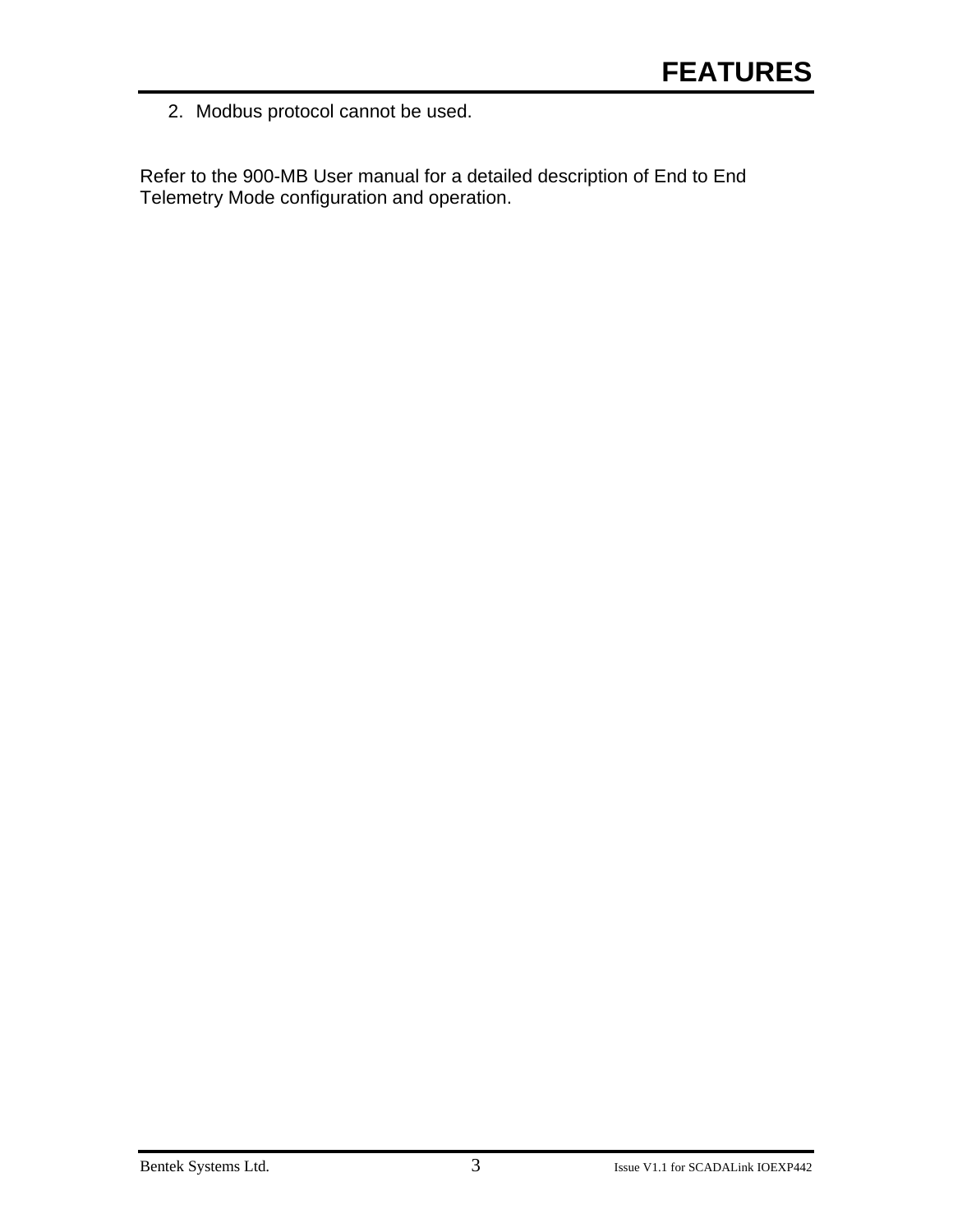2. Modbus protocol cannot be used.

Refer to the 900-MB User manual for a detailed description of End to End Telemetry Mode configuration and operation.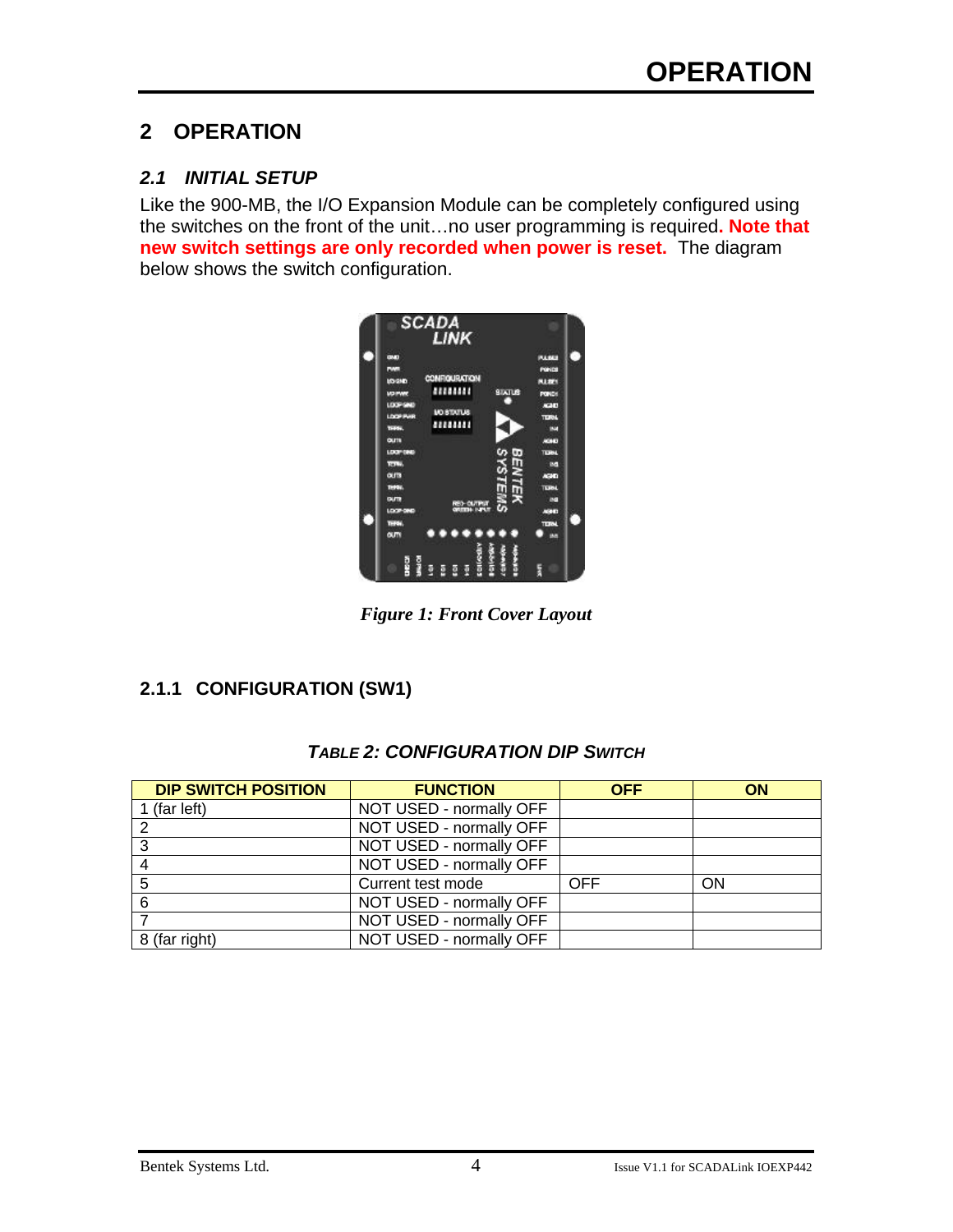# 2 OPERATION

## 2.1 INITIAL SETUP

Like the 900-MB, the I/O Expansion Module can be completely configured using the switches on the front of the unit…no user programming is required**. Note that new switch settings are only recorded when power is reset.** The diagram below shows the switch configuration.

*Figure 1: Front Cover Layout*

### 2.1.1 CONFIGURATION (SW1)

***TABLE 2: CONFIGURATION DIP SWITCH***

| DIP SWITCH POSITION | FUNCTION | OFF | ON |
|---|---|---|---|
| 1 (far left) | NOT USED - normally OFF | | |
| 2 | NOT USED - normally OFF | | |
| 3 | NOT USED - normally OFF | | |
| 4 | NOT USED - normally OFF | | |
| 5 | Current test mode | OFF | ON |
| 6 | NOT USED - normally OFF | | |
| 7 | NOT USED - normally OFF | | |
| 8 (far right) | NOT USED - normally OFF | | |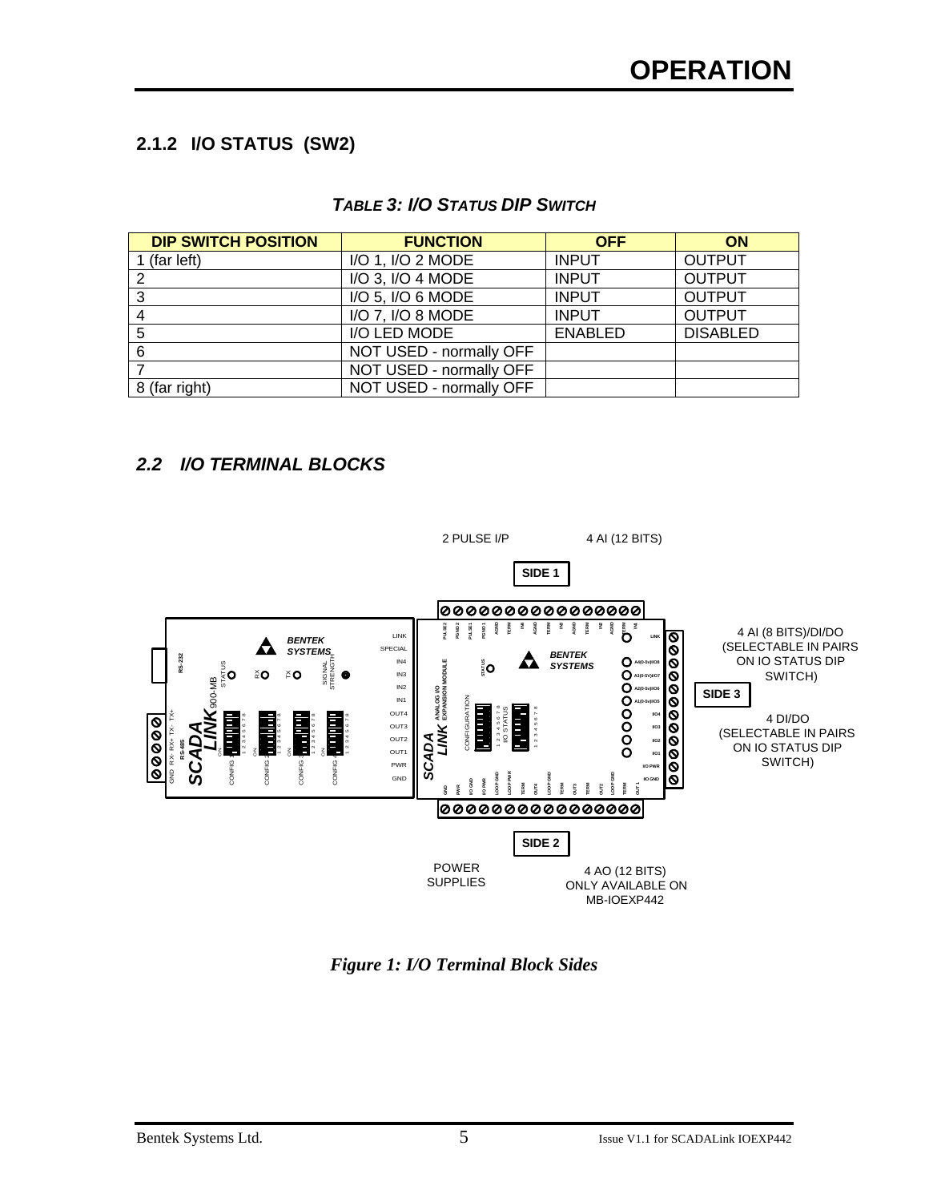# OPERATION

### 2.1.2 I/O STATUS (SW2)

***TABLE 3: I/O STATUS DIP SWITCH***

| DIP SWITCH POSITION | FUNCTION | OFF | ON |
|---|---|---|---|
| 1 (far left) | I/O 1, I/O 2 MODE | INPUT | OUTPUT |
| 2 | I/O 3, I/O 4 MODE | INPUT | OUTPUT |
| 3 | I/O 5, I/O 6 MODE | INPUT | OUTPUT |
| 4 | I/O 7, I/O 8 MODE | INPUT | OUTPUT |
| 5 | I/O LED MODE | ENABLED | DISABLED |
| 6 | NOT USED - normally OFF | | |
| 7 | NOT USED - normally OFF | | |
| 8 (far right) | NOT USED - normally OFF | | |

## *2.2 I/O TERMINAL BLOCKS*

2 PULSE I/P

4 AI (12 BITS)

SIDE 1

4 AI (8 BITS)/DI/DO (SELECTABLE IN PAIRS ON IO STATUS DIP SWITCH)

SIDE 3

4 DI/DO (SELECTABLE IN PAIRS ON IO STATUS DIP SWITCH)

SIDE 2

POWER SUPPLIES

4 AO (12 BITS) ONLY AVAILABLE ON MB-IOEXP442

*Figure 1: I/O Terminal Block Sides*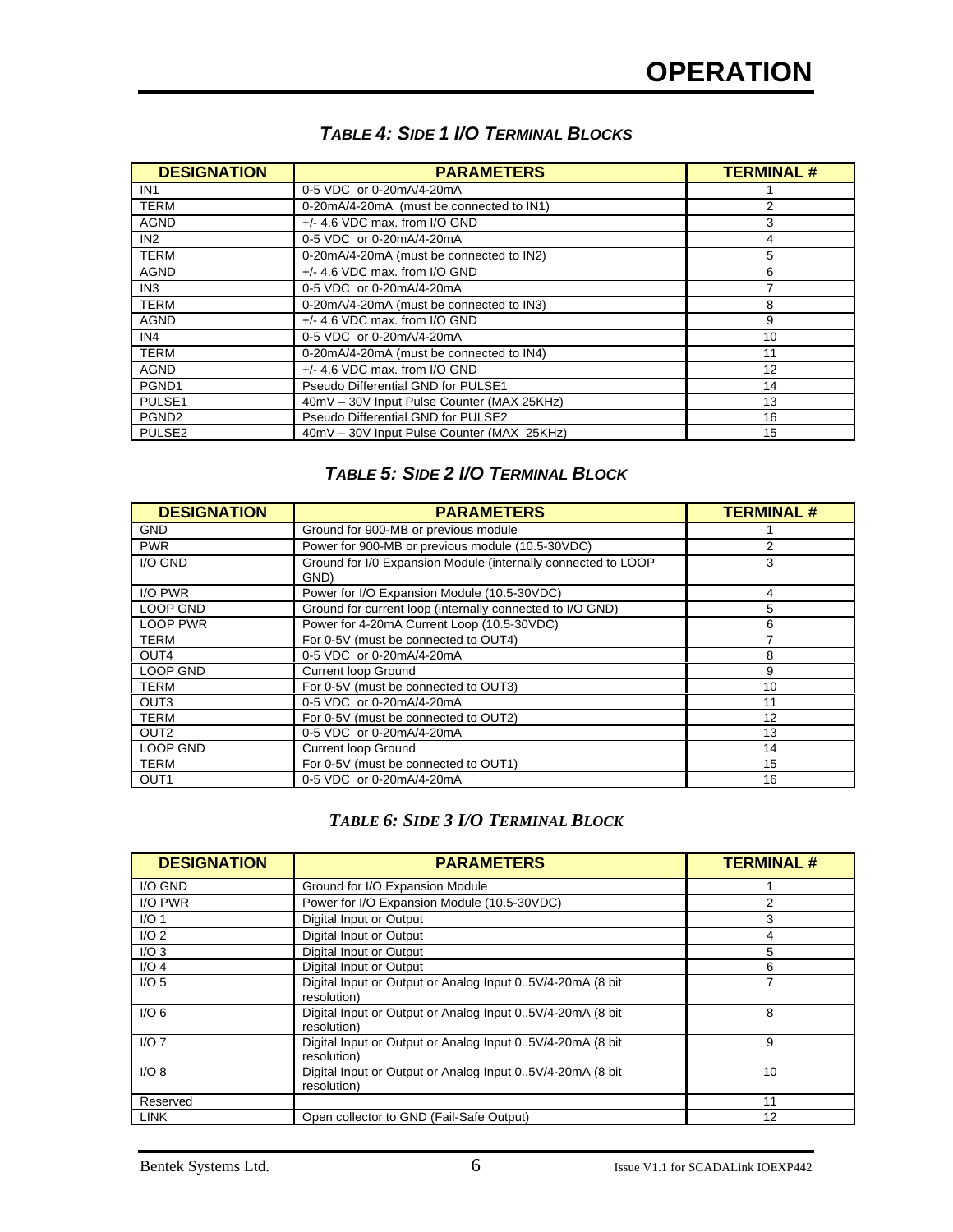# OPERATION

### *TABLE 4: SIDE 1 I/O TERMINAL BLOCKS*

| DESIGNATION | PARAMETERS | TERMINAL # |
|---|---|---|
| IN1 | 0-5 VDC or 0-20mA/4-20mA | 1 |
| TERM | 0-20mA/4-20mA (must be connected to IN1) | 2 |
| AGND | +/- 4.6 VDC max. from I/O GND | 3 |
| IN2 | 0-5 VDC or 0-20mA/4-20mA | 4 |
| TERM | 0-20mA/4-20mA (must be connected to IN2) | 5 |
| AGND | +/- 4.6 VDC max. from I/O GND | 6 |
| IN3 | 0-5 VDC or 0-20mA/4-20mA | 7 |
| TERM | 0-20mA/4-20mA (must be connected to IN3) | 8 |
| AGND | +/- 4.6 VDC max. from I/O GND | 9 |
| IN4 | 0-5 VDC or 0-20mA/4-20mA | 10 |
| TERM | 0-20mA/4-20mA (must be connected to IN4) | 11 |
| AGND | +/- 4.6 VDC max. from I/O GND | 12 |
| PGND1 | Pseudo Differential GND for PULSE1 | 14 |
| PULSE1 | 40mV – 30V Input Pulse Counter (MAX 25KHz) | 13 |
| PGND2 | Pseudo Differential GND for PULSE2 | 16 |
| PULSE2 | 40mV – 30V Input Pulse Counter (MAX 25KHz) | 15 |

### *TABLE 5: SIDE 2 I/O TERMINAL BLOCK*

| DESIGNATION | PARAMETERS | TERMINAL # |
|---|---|---|
| GND | Ground for 900-MB or previous module | 1 |
| PWR | Power for 900-MB or previous module (10.5-30VDC) | 2 |
| I/O GND | Ground for I/0 Expansion Module (internally connected to LOOP GND) | 3 |
| I/O PWR | Power for I/O Expansion Module (10.5-30VDC) | 4 |
| LOOP GND | Ground for current loop (internally connected to I/O GND) | 5 |
| LOOP PWR | Power for 4-20mA Current Loop (10.5-30VDC) | 6 |
| TERM | For 0-5V (must be connected to OUT4) | 7 |
| OUT4 | 0-5 VDC or 0-20mA/4-20mA | 8 |
| LOOP GND | Current loop Ground | 9 |
| TERM | For 0-5V (must be connected to OUT3) | 10 |
| OUT3 | 0-5 VDC or 0-20mA/4-20mA | 11 |
| TERM | For 0-5V (must be connected to OUT2) | 12 |
| OUT2 | 0-5 VDC or 0-20mA/4-20mA | 13 |
| LOOP GND | Current loop Ground | 14 |
| TERM | For 0-5V (must be connected to OUT1) | 15 |
| OUT1 | 0-5 VDC or 0-20mA/4-20mA | 16 |

### *TABLE 6: SIDE 3 I/O TERMINAL BLOCK*

| DESIGNATION | PARAMETERS | TERMINAL # |
|---|---|---|
| I/O GND | Ground for I/O Expansion Module | 1 |
| I/O PWR | Power for I/O Expansion Module (10.5-30VDC) | 2 |
| I/O 1 | Digital Input or Output | 3 |
| I/O 2 | Digital Input or Output | 4 |
| I/O 3 | Digital Input or Output | 5 |
| I/O 4 | Digital Input or Output | 6 |
| I/O 5 | Digital Input or Output or Analog Input 0..5V/4-20mA (8 bit resolution) | 7 |
| I/O 6 | Digital Input or Output or Analog Input 0..5V/4-20mA (8 bit resolution) | 8 |
| I/O 7 | Digital Input or Output or Analog Input 0..5V/4-20mA (8 bit resolution) | 9 |
| I/O 8 | Digital Input or Output or Analog Input 0..5V/4-20mA (8 bit resolution) | 10 |
| Reserved | | 11 |
| LINK | Open collector to GND (Fail-Safe Output) | 12 |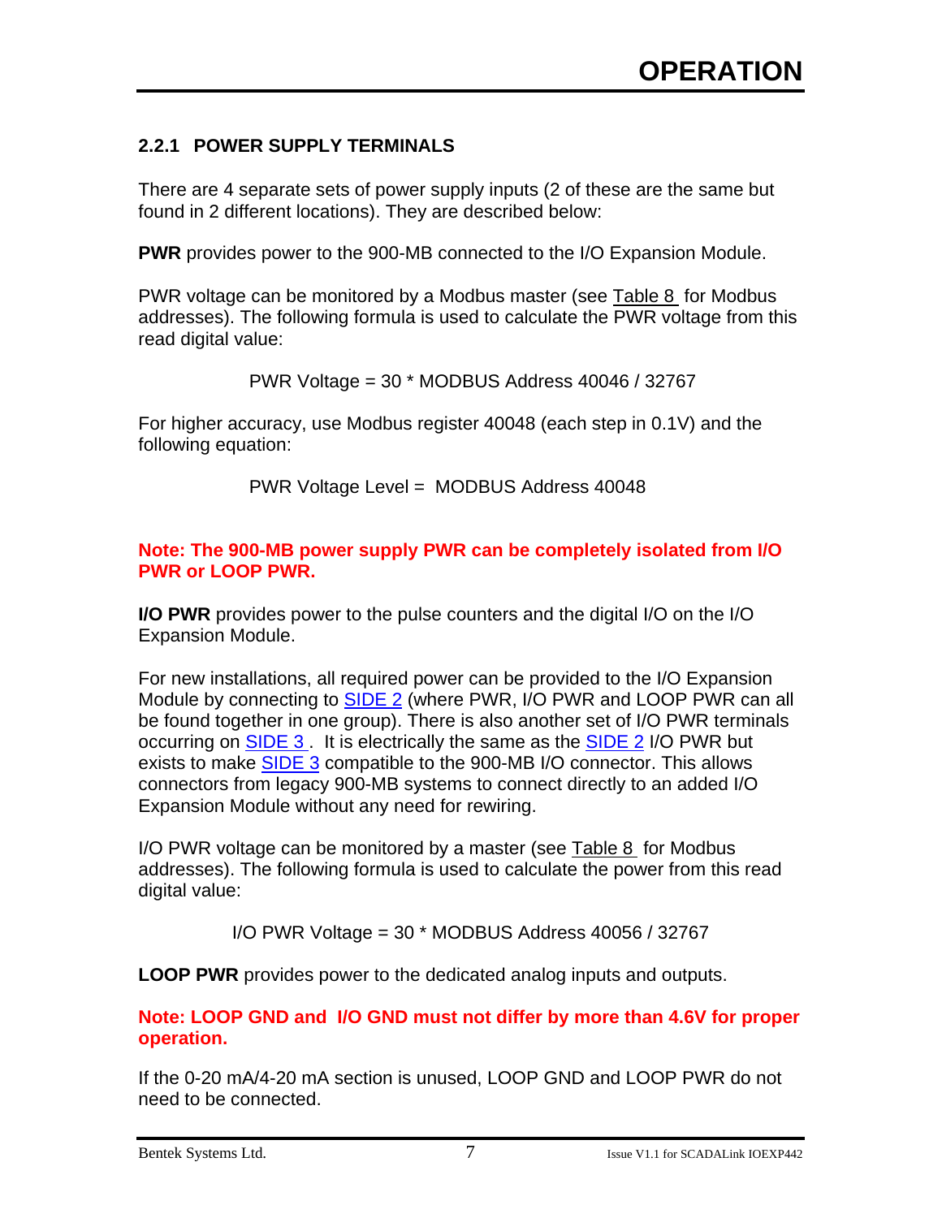### 2.2.1 POWER SUPPLY TERMINALS

There are 4 separate sets of power supply inputs (2 of these are the same but found in 2 different locations). They are described below:

**PWR** provides power to the 900-MB connected to the I/O Expansion Module.

PWR voltage can be monitored by a Modbus master (see Table 8 for Modbus addresses). The following formula is used to calculate the PWR voltage from this read digital value:

PWR Voltage = 30 * MODBUS Address 40046 / 32767

For higher accuracy, use Modbus register 40048 (each step in 0.1V) and the following equation:

PWR Voltage Level = MODBUS Address 40048

**Note: The 900-MB power supply PWR can be completely isolated from I/O PWR or LOOP PWR.**

**I/O PWR** provides power to the pulse counters and the digital I/O on the I/O Expansion Module.

For new installations, all required power can be provided to the I/O Expansion Module by connecting to SIDE 2 (where PWR, I/O PWR and LOOP PWR can all be found together in one group). There is also another set of I/O PWR terminals occurring on SIDE 3. It is electrically the same as the SIDE 2 I/O PWR but exists to make SIDE 3 compatible to the 900-MB I/O connector. This allows connectors from legacy 900-MB systems to connect directly to an added I/O Expansion Module without any need for rewiring.

I/O PWR voltage can be monitored by a master (see Table 8 for Modbus addresses). The following formula is used to calculate the power from this read digital value:

I/O PWR Voltage = 30 * MODBUS Address 40056 / 32767

**LOOP PWR** provides power to the dedicated analog inputs and outputs.

**Note: LOOP GND and I/O GND must not differ by more than 4.6V for proper operation.**

If the 0-20 mA/4-20 mA section is unused, LOOP GND and LOOP PWR do not need to be connected.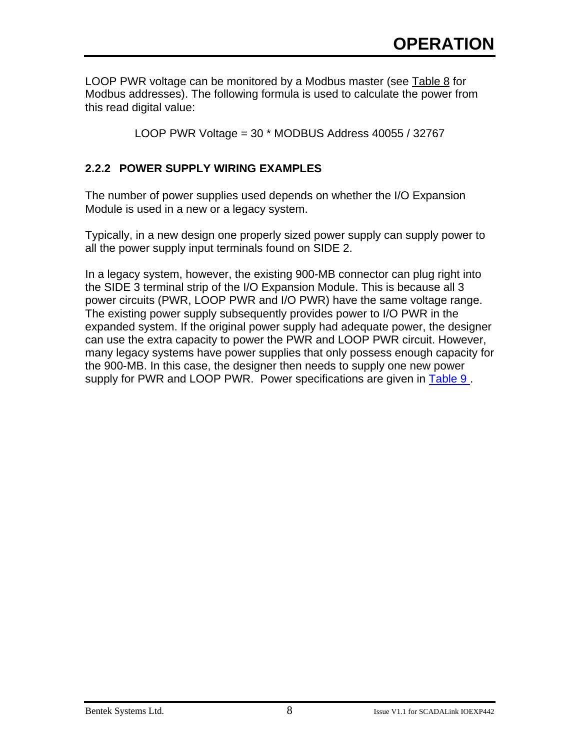LOOP PWR voltage can be monitored by a Modbus master (see Table 8 for Modbus addresses). The following formula is used to calculate the power from this read digital value:

LOOP PWR Voltage = 30 * MODBUS Address 40055 / 32767

### 2.2.2 POWER SUPPLY WIRING EXAMPLES

The number of power supplies used depends on whether the I/O Expansion Module is used in a new or a legacy system.

Typically, in a new design one properly sized power supply can supply power to all the power supply input terminals found on SIDE 2.

In a legacy system, however, the existing 900-MB connector can plug right into the SIDE 3 terminal strip of the I/O Expansion Module. This is because all 3 power circuits (PWR, LOOP PWR and I/O PWR) have the same voltage range. The existing power supply subsequently provides power to I/O PWR in the expanded system. If the original power supply had adequate power, the designer can use the extra capacity to power the PWR and LOOP PWR circuit. However, many legacy systems have power supplies that only possess enough capacity for the 900-MB. In this case, the designer then needs to supply one new power supply for PWR and LOOP PWR. Power specifications are given in Table 9 .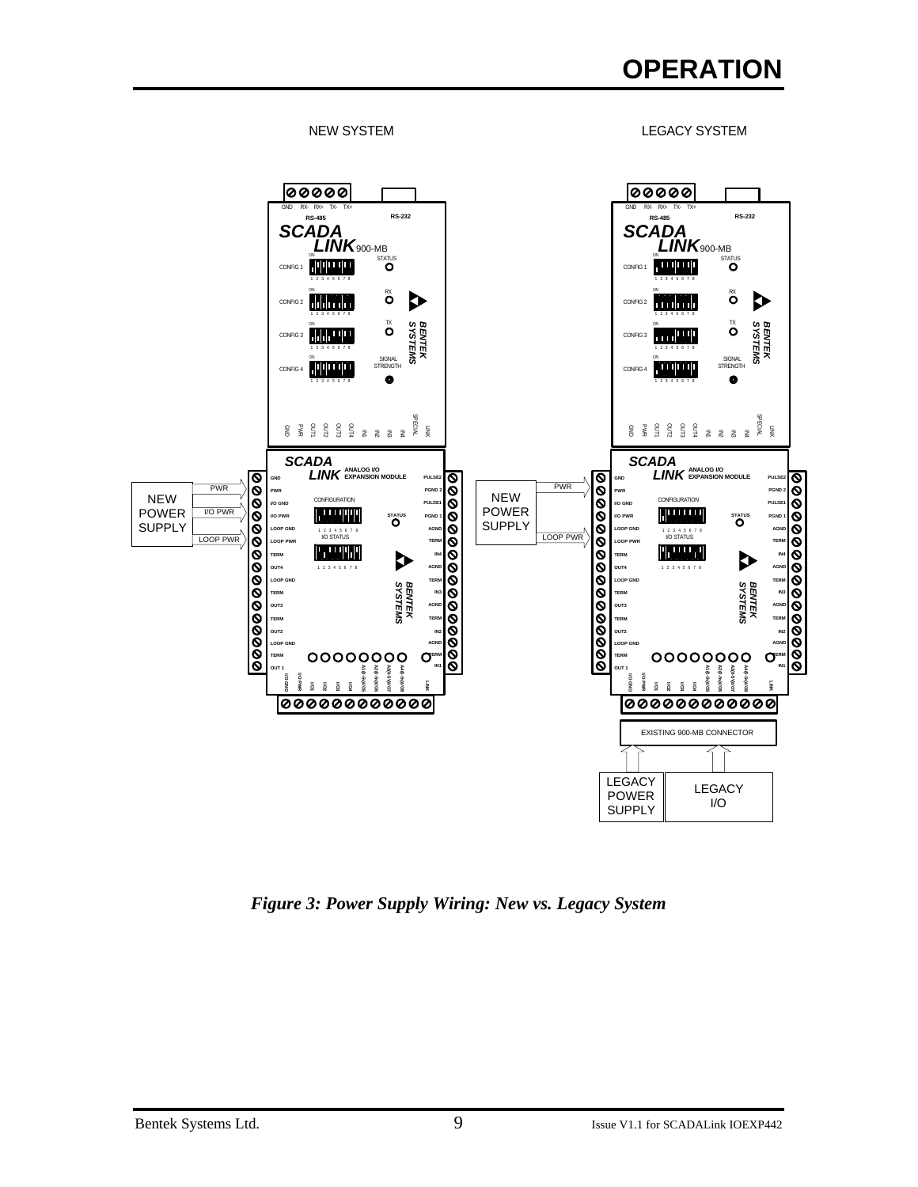# OPERATION

*Figure 3: Power Supply Wiring: New vs. Legacy System*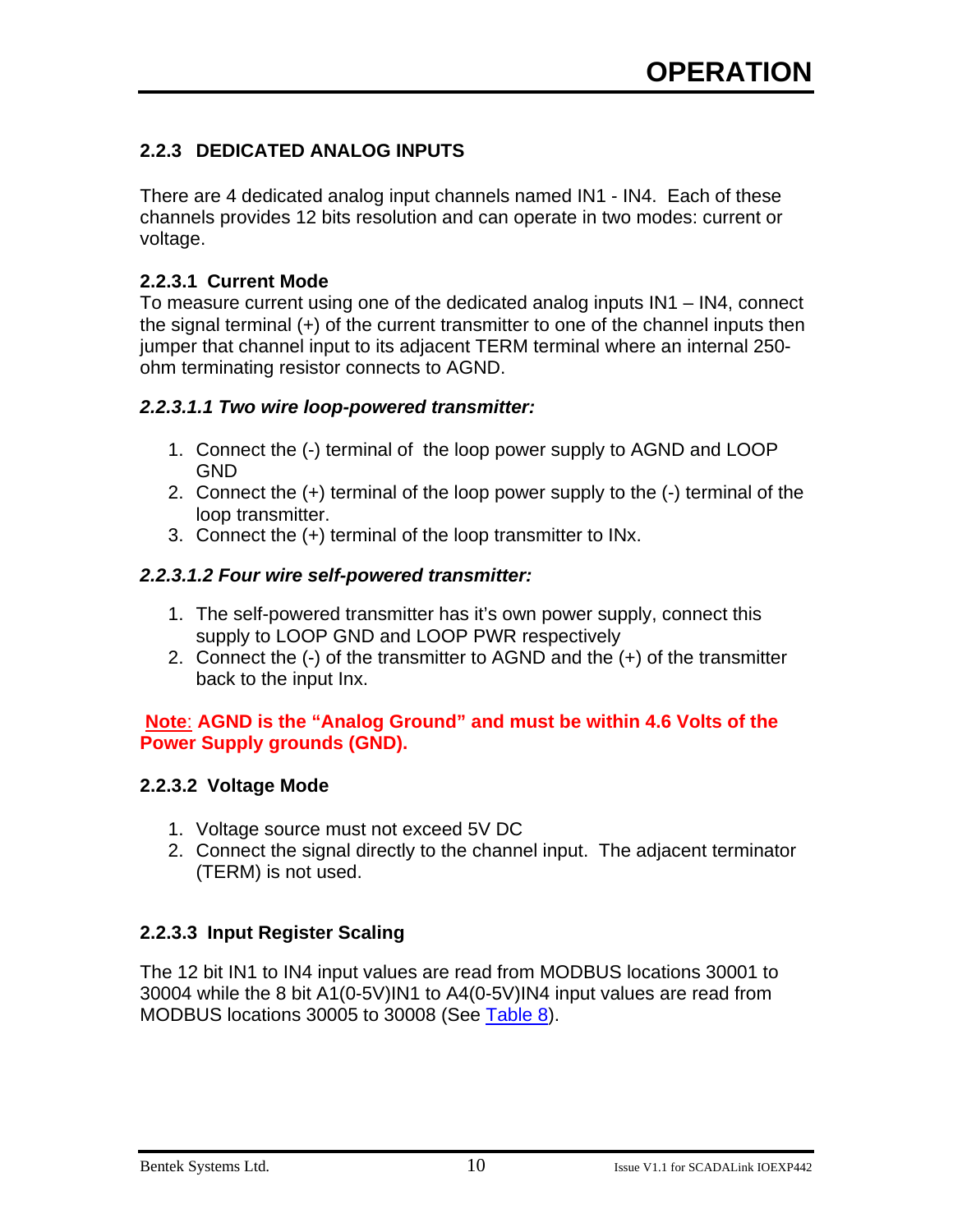### 2.2.3 DEDICATED ANALOG INPUTS

There are 4 dedicated analog input channels named IN1 - IN4. Each of these channels provides 12 bits resolution and can operate in two modes: current or voltage.

#### 2.2.3.1 Current Mode

To measure current using one of the dedicated analog inputs IN1 – IN4, connect the signal terminal (+) of the current transmitter to one of the channel inputs then jumper that channel input to its adjacent TERM terminal where an internal 250-ohm terminating resistor connects to AGND.

##### *2.2.3.1.1 Two wire loop-powered transmitter:*

1. Connect the (-) terminal of the loop power supply to AGND and LOOP GND
2. Connect the (+) terminal of the loop power supply to the (-) terminal of the loop transmitter.
3. Connect the (+) terminal of the loop transmitter to INx.

##### *2.2.3.1.2 Four wire self-powered transmitter:*

1. The self-powered transmitter has it's own power supply, connect this supply to LOOP GND and LOOP PWR respectively
2. Connect the (-) of the transmitter to AGND and the (+) of the transmitter back to the input Inx.

**Note: AGND is the "Analog Ground" and must be within 4.6 Volts of the Power Supply grounds (GND).**

#### 2.2.3.2 Voltage Mode

1. Voltage source must not exceed 5V DC
2. Connect the signal directly to the channel input. The adjacent terminator (TERM) is not used.

#### 2.2.3.3 Input Register Scaling

The 12 bit IN1 to IN4 input values are read from MODBUS locations 30001 to 30004 while the 8 bit A1(0-5V)IN1 to A4(0-5V)IN4 input values are read from MODBUS locations 30005 to 30008 (See Table 8).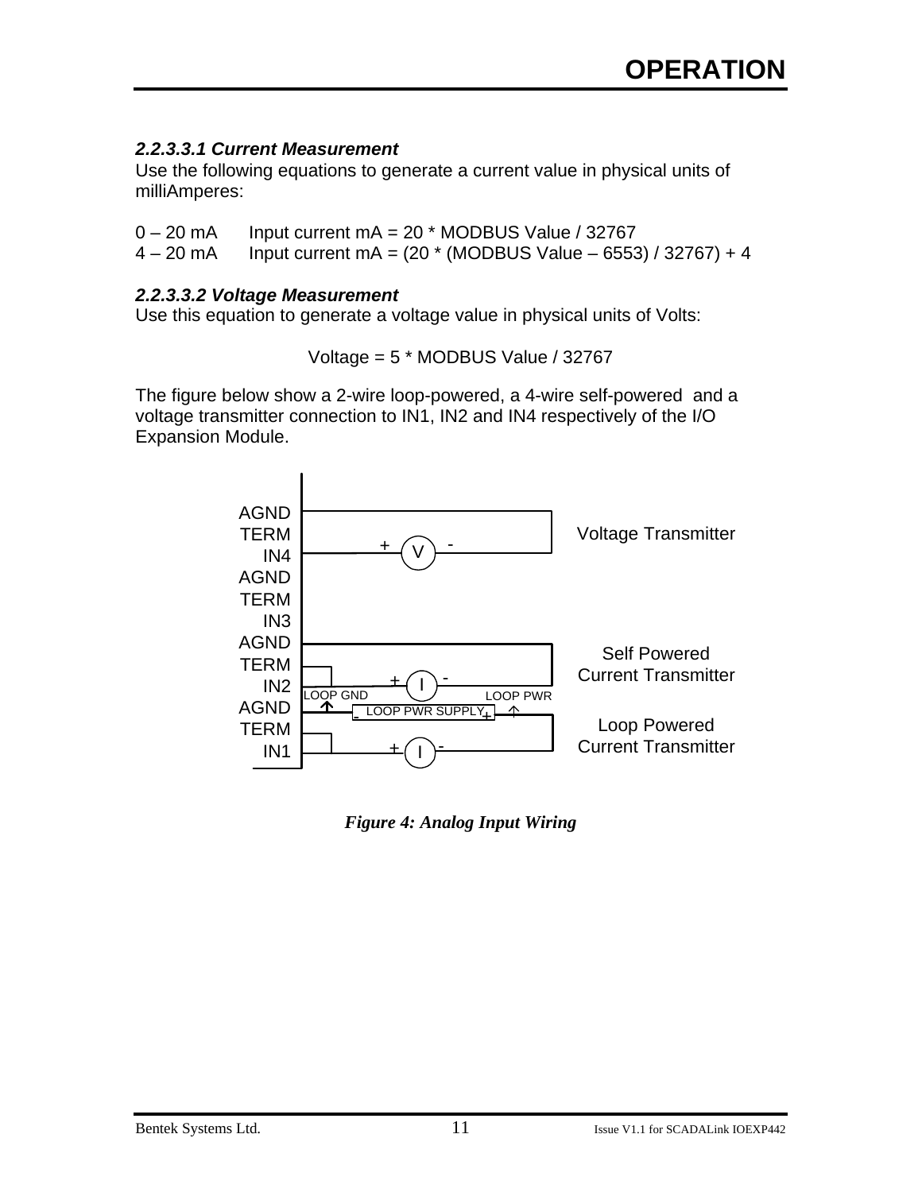#### 2.2.3.3.1 Current Measurement

Use the following equations to generate a current value in physical units of milliAmperes:

0 – 20 mA  Input current mA = 20 * MODBUS Value / 32767
4 – 20 mA  Input current mA = (20 * (MODBUS Value – 6553) / 32767) + 4

#### 2.2.3.3.2 Voltage Measurement

Use this equation to generate a voltage value in physical units of Volts:

Voltage = 5 * MODBUS Value / 32767

The figure below show a 2-wire loop-powered, a 4-wire self-powered and a voltage transmitter connection to IN1, IN2 and IN4 respectively of the I/O Expansion Module.

AGND
TERM
IN4
AGND
TERM
IN3
AGND
TERM
IN2
AGND
TERM
IN1

Voltage Transmitter

Self Powered Current Transmitter

Loop Powered Current Transmitter

LOOP GND  LOOP PWR

LOOP PWR SUPPLY

*Figure 4: Analog Input Wiring*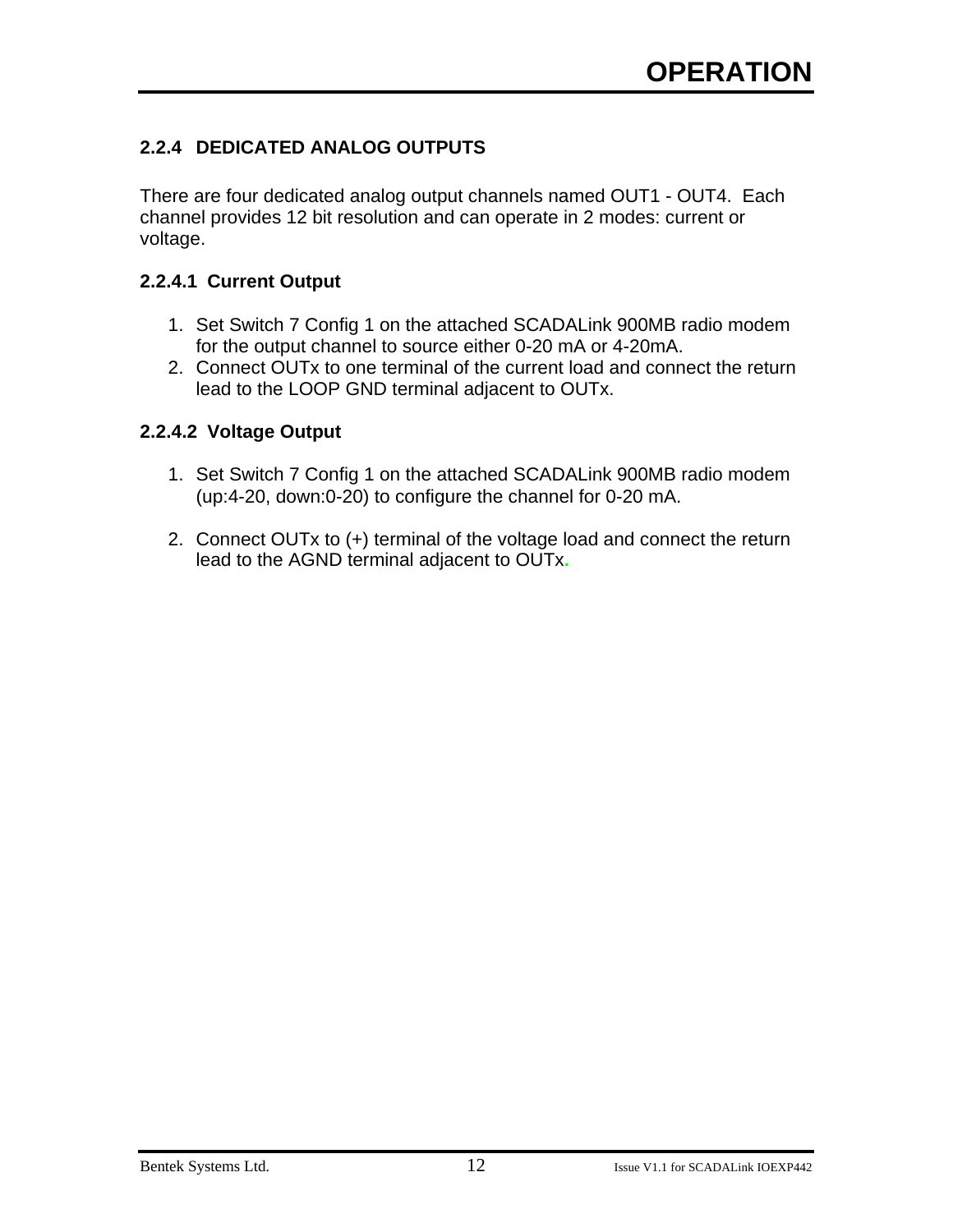### 2.2.4 DEDICATED ANALOG OUTPUTS

There are four dedicated analog output channels named OUT1 - OUT4. Each channel provides 12 bit resolution and can operate in 2 modes: current or voltage.

#### 2.2.4.1 Current Output

1. Set Switch 7 Config 1 on the attached SCADALink 900MB radio modem for the output channel to source either 0-20 mA or 4-20mA.
2. Connect OUTx to one terminal of the current load and connect the return lead to the LOOP GND terminal adjacent to OUTx.

#### 2.2.4.2 Voltage Output

1. Set Switch 7 Config 1 on the attached SCADALink 900MB radio modem (up:4-20, down:0-20) to configure the channel for 0-20 mA.

2. Connect OUTx to (+) terminal of the voltage load and connect the return lead to the AGND terminal adjacent to OUTx.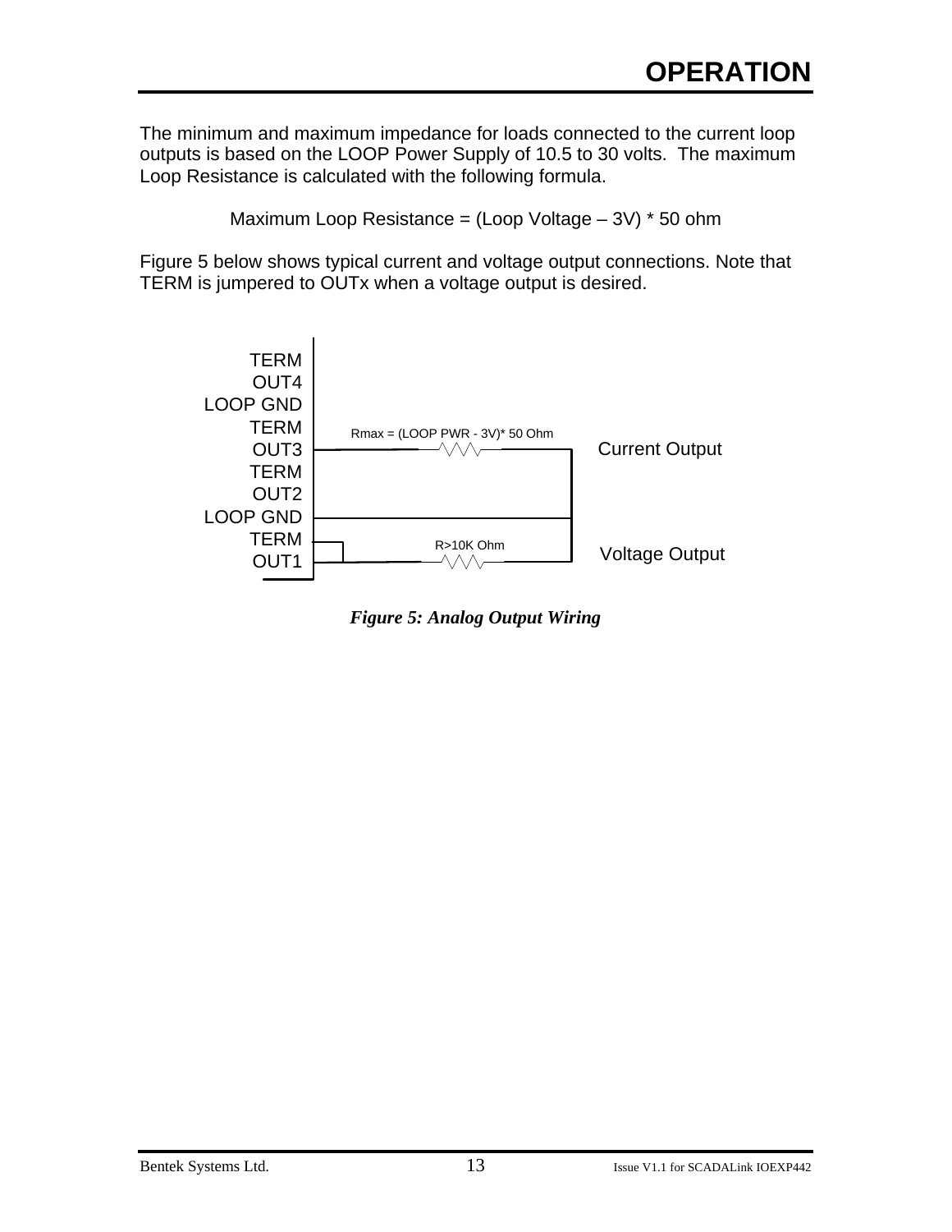# OPERATION

The minimum and maximum impedance for loads connected to the current loop outputs is based on the LOOP Power Supply of 10.5 to 30 volts. The maximum Loop Resistance is calculated with the following formula.

Maximum Loop Resistance = (Loop Voltage – 3V) * 50 ohm

Figure 5 below shows typical current and voltage output connections. Note that TERM is jumpered to OUTx when a voltage output is desired.

TERM
OUT4
LOOP GND
TERM
OUT3
TERM
OUT2
LOOP GND
TERM
OUT1

Rmax = (LOOP PWR - 3V)* 50 Ohm

Current Output

R>10K Ohm

Voltage Output

***Figure 5: Analog Output Wiring***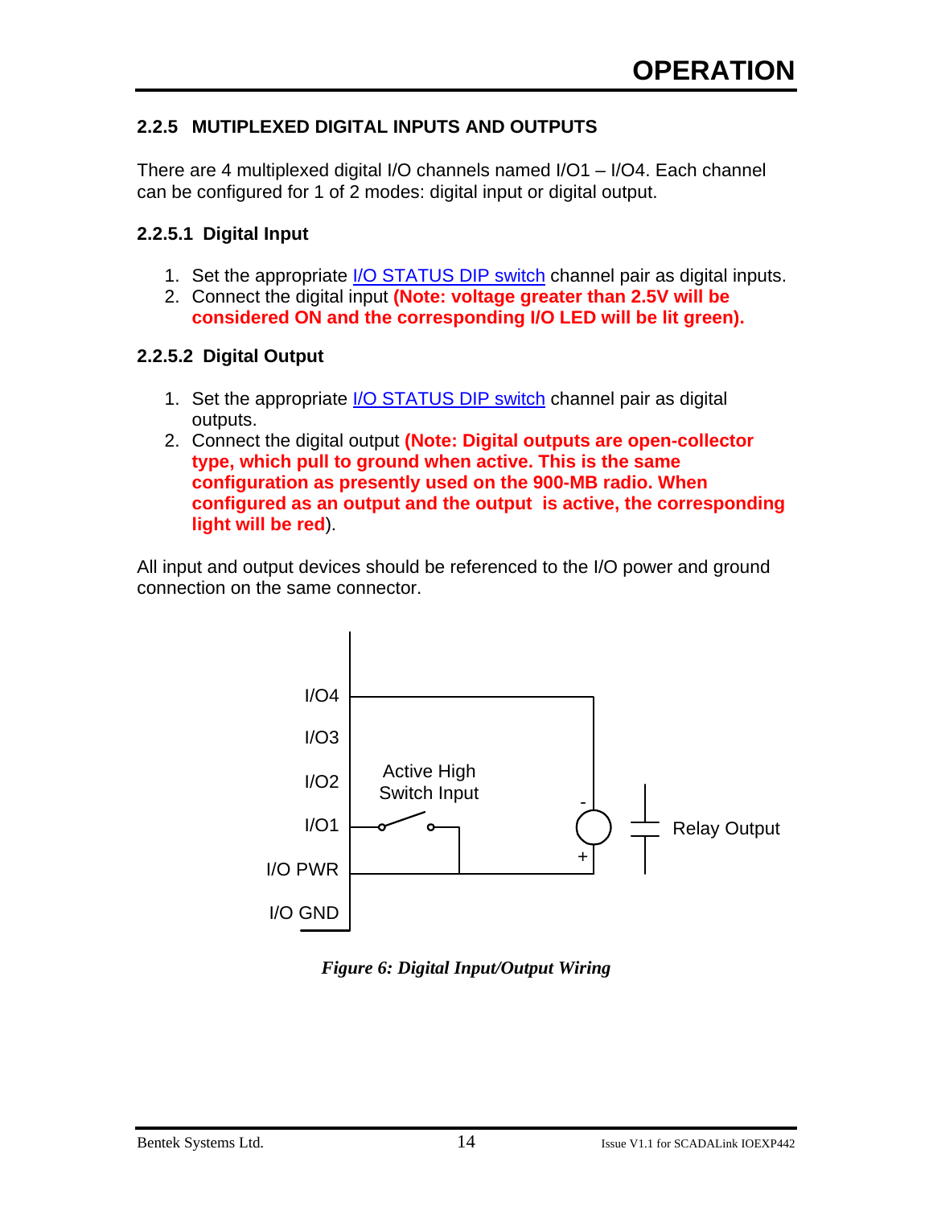## 2.2.5 MUTIPLEXED DIGITAL INPUTS AND OUTPUTS

There are 4 multiplexed digital I/O channels named I/O1 – I/O4. Each channel can be configured for 1 of 2 modes: digital input or digital output.

### 2.2.5.1 Digital Input

1. Set the appropriate I/O STATUS DIP switch channel pair as digital inputs.
2. Connect the digital input **(Note: voltage greater than 2.5V will be considered ON and the corresponding I/O LED will be lit green).**

### 2.2.5.2 Digital Output

1. Set the appropriate I/O STATUS DIP switch channel pair as digital outputs.
2. Connect the digital output **(Note: Digital outputs are open-collector type, which pull to ground when active. This is the same configuration as presently used on the 900-MB radio. When configured as an output and the output is active, the corresponding light will be red**).

All input and output devices should be referenced to the I/O power and ground connection on the same connector.

I/O4

I/O3

I/O2

I/O1

I/O PWR

I/O GND

Active High Switch Input

Relay Output

*Figure 6: Digital Input/Output Wiring*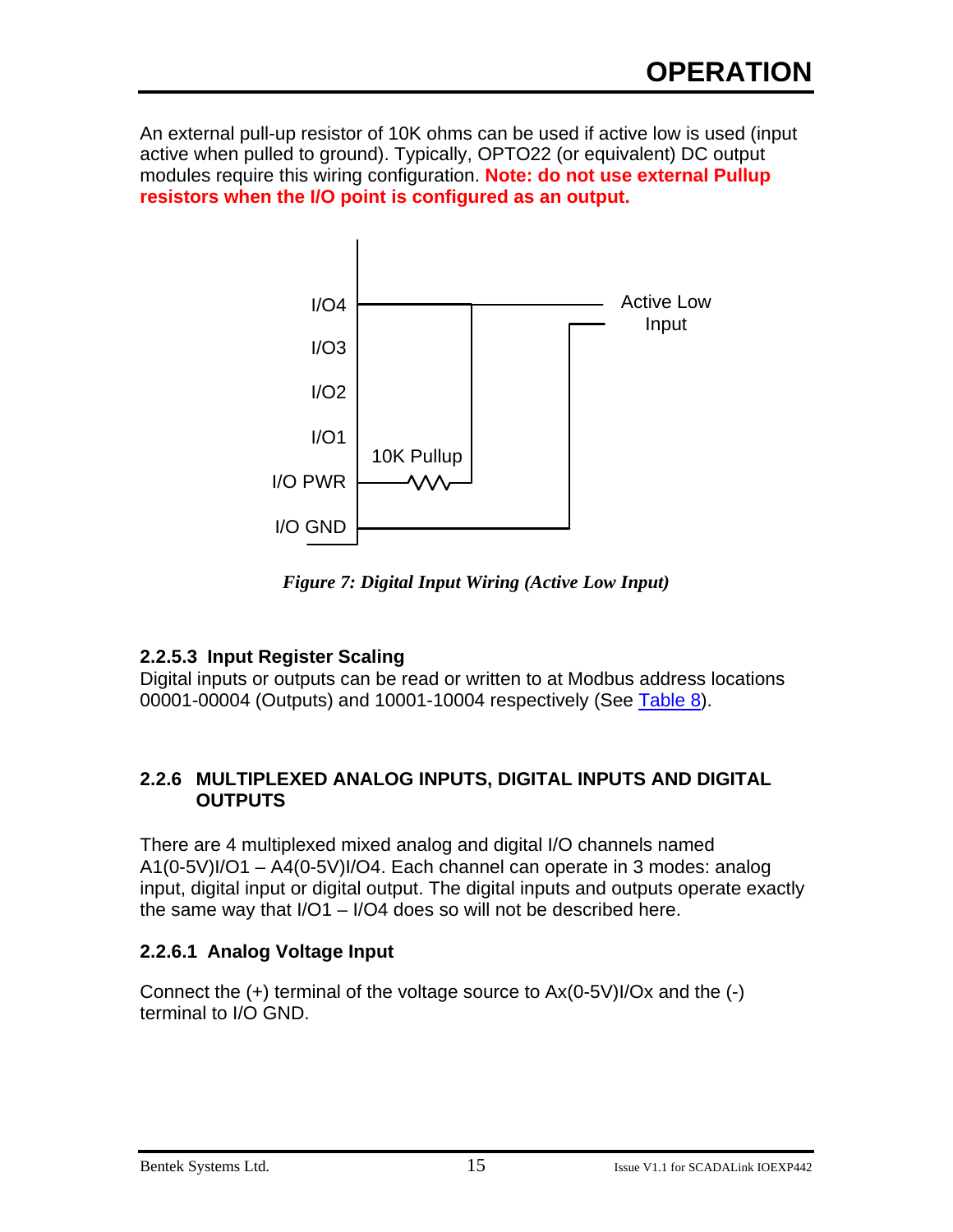An external pull-up resistor of 10K ohms can be used if active low is used (input active when pulled to ground). Typically, OPTO22 (or equivalent) DC output modules require this wiring configuration. **Note: do not use external Pullup resistors when the I/O point is configured as an output.**

*Figure 7: Digital Input Wiring (Active Low Input)*

#### 2.2.5.3 Input Register Scaling

Digital inputs or outputs can be read or written to at Modbus address locations 00001-00004 (Outputs) and 10001-10004 respectively (See Table 8).

### 2.2.6 MULTIPLEXED ANALOG INPUTS, DIGITAL INPUTS AND DIGITAL OUTPUTS

There are 4 multiplexed mixed analog and digital I/O channels named A1(0-5V)I/O1 – A4(0-5V)I/O4. Each channel can operate in 3 modes: analog input, digital input or digital output. The digital inputs and outputs operate exactly the same way that I/O1 – I/O4 does so will not be described here.

#### 2.2.6.1 Analog Voltage Input

Connect the (+) terminal of the voltage source to Ax(0-5V)I/Ox and the (-) terminal to I/O GND.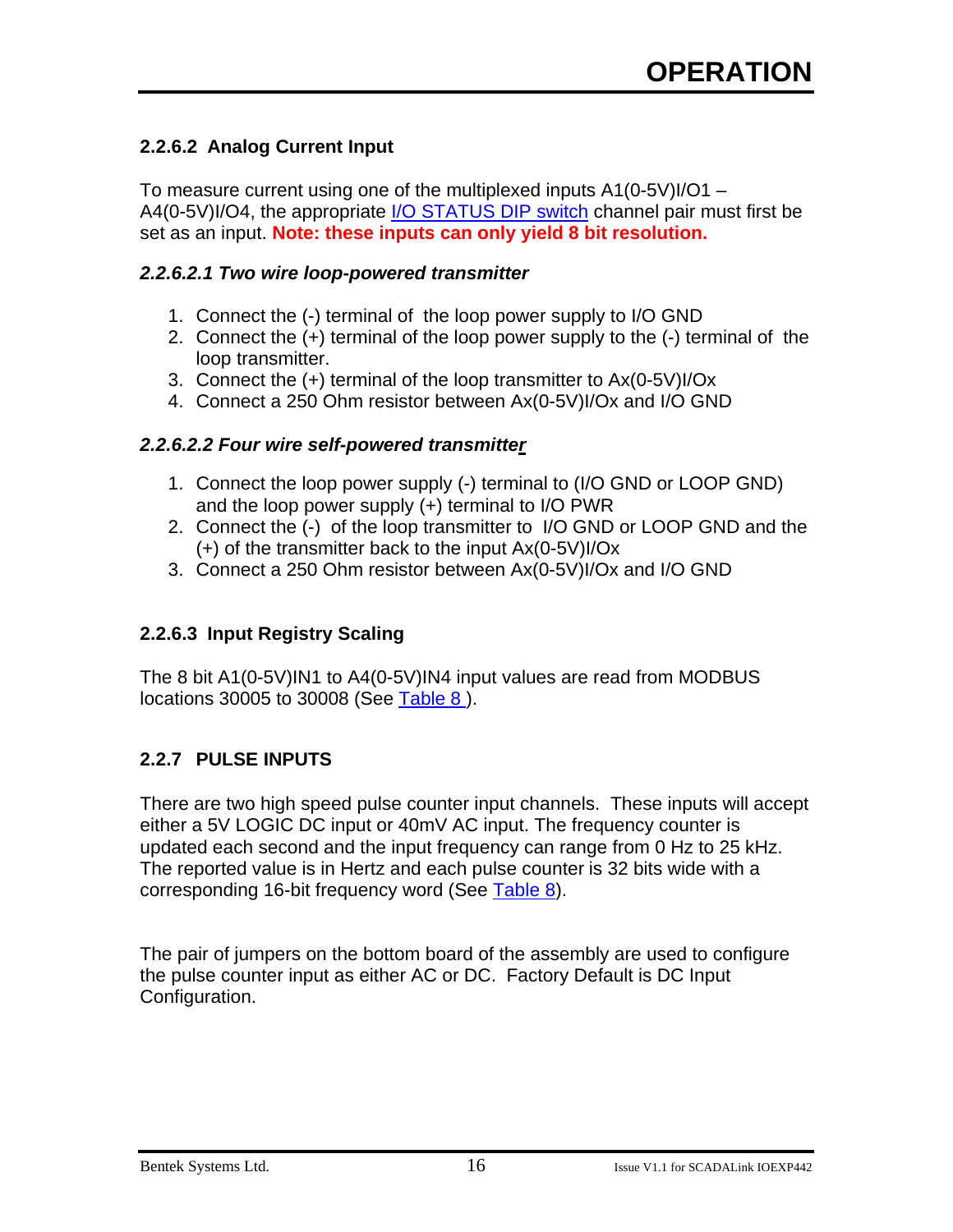### 2.2.6.2 Analog Current Input

To measure current using one of the multiplexed inputs A1(0-5V)I/O1 – A4(0-5V)I/O4, the appropriate I/O STATUS DIP switch channel pair must first be set as an input. **Note: these inputs can only yield 8 bit resolution.**

#### *2.2.6.2.1 Two wire loop-powered transmitter*

1. Connect the (-) terminal of the loop power supply to I/O GND
2. Connect the (+) terminal of the loop power supply to the (-) terminal of the loop transmitter.
3. Connect the (+) terminal of the loop transmitter to Ax(0-5V)I/Ox
4. Connect a 250 Ohm resistor between Ax(0-5V)I/Ox and I/O GND

#### *2.2.6.2.2 Four wire self-powered transmitter*

1. Connect the loop power supply (-) terminal to (I/O GND or LOOP GND) and the loop power supply (+) terminal to I/O PWR
2. Connect the (-) of the loop transmitter to I/O GND or LOOP GND and the (+) of the transmitter back to the input Ax(0-5V)I/Ox
3. Connect a 250 Ohm resistor between Ax(0-5V)I/Ox and I/O GND

### 2.2.6.3 Input Registry Scaling

The 8 bit A1(0-5V)IN1 to A4(0-5V)IN4 input values are read from MODBUS locations 30005 to 30008 (See Table 8 ).

## 2.2.7 PULSE INPUTS

There are two high speed pulse counter input channels. These inputs will accept either a 5V LOGIC DC input or 40mV AC input. The frequency counter is updated each second and the input frequency can range from 0 Hz to 25 kHz. The reported value is in Hertz and each pulse counter is 32 bits wide with a corresponding 16-bit frequency word (See Table 8).

The pair of jumpers on the bottom board of the assembly are used to configure the pulse counter input as either AC or DC. Factory Default is DC Input Configuration.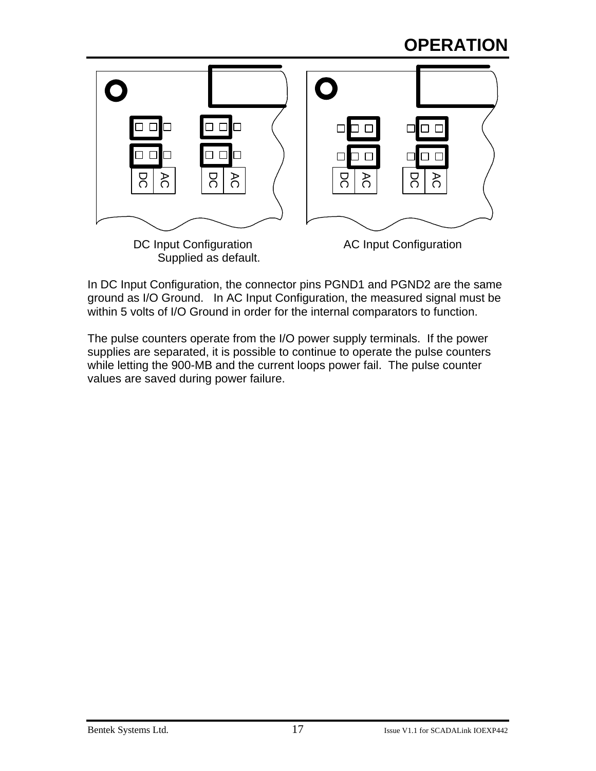DC Input Configuration
Supplied as default.

AC Input Configuration

In DC Input Configuration, the connector pins PGND1 and PGND2 are the same ground as I/O Ground. In AC Input Configuration, the measured signal must be within 5 volts of I/O Ground in order for the internal comparators to function.

The pulse counters operate from the I/O power supply terminals. If the power supplies are separated, it is possible to continue to operate the pulse counters while letting the 900-MB and the current loops power fail. The pulse counter values are saved during power failure.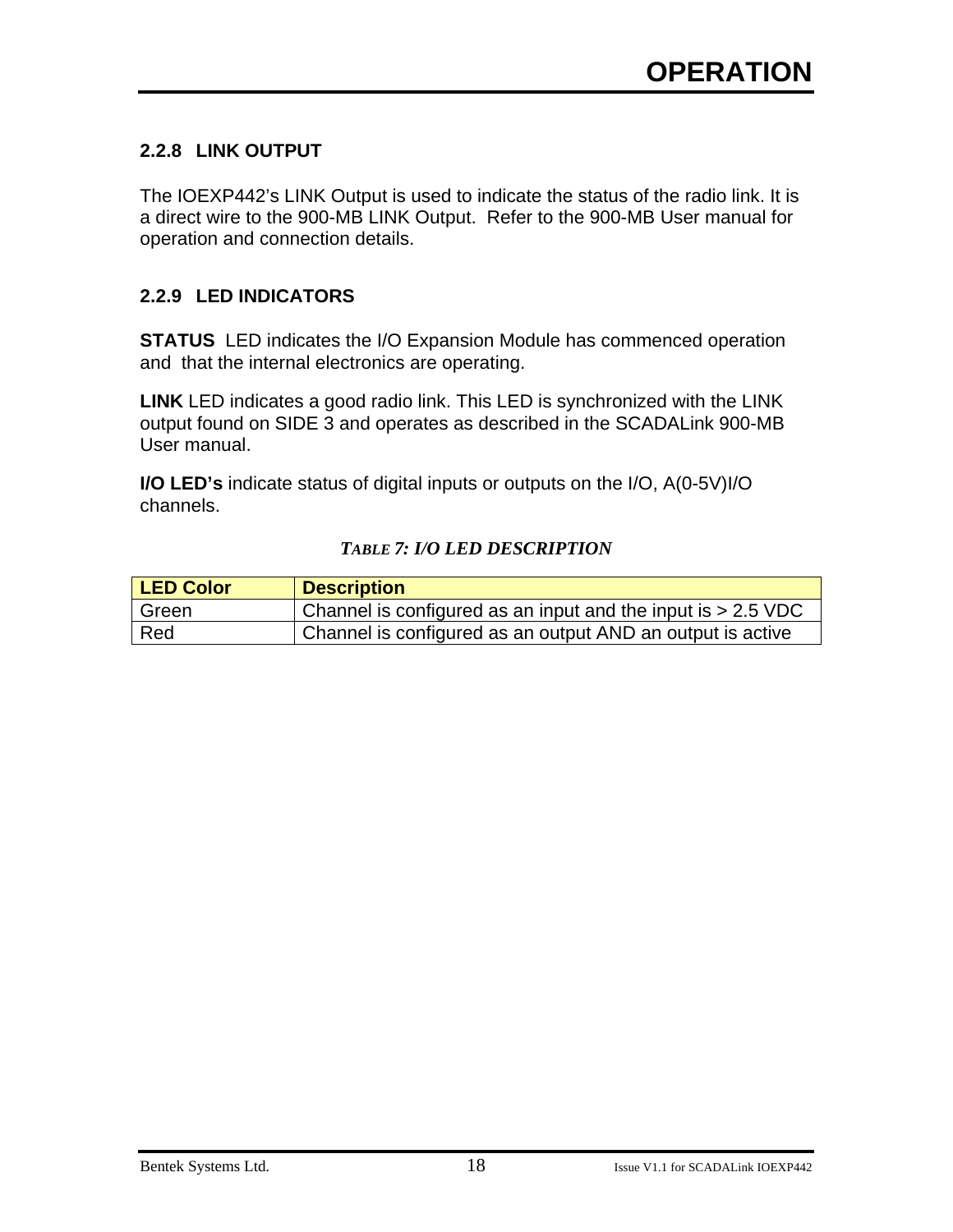### 2.2.8 LINK OUTPUT

The IOEXP442's LINK Output is used to indicate the status of the radio link. It is a direct wire to the 900-MB LINK Output. Refer to the 900-MB User manual for operation and connection details.

### 2.2.9 LED INDICATORS

**STATUS** LED indicates the I/O Expansion Module has commenced operation and that the internal electronics are operating.

**LINK** LED indicates a good radio link. This LED is synchronized with the LINK output found on SIDE 3 and operates as described in the SCADALink 900-MB User manual.

**I/O LED's** indicate status of digital inputs or outputs on the I/O, A(0-5V)I/O channels.

***TABLE 7: I/O LED DESCRIPTION***

| LED Color | Description |
|---|---|
| Green | Channel is configured as an input and the input is > 2.5 VDC |
| Red | Channel is configured as an output AND an output is active |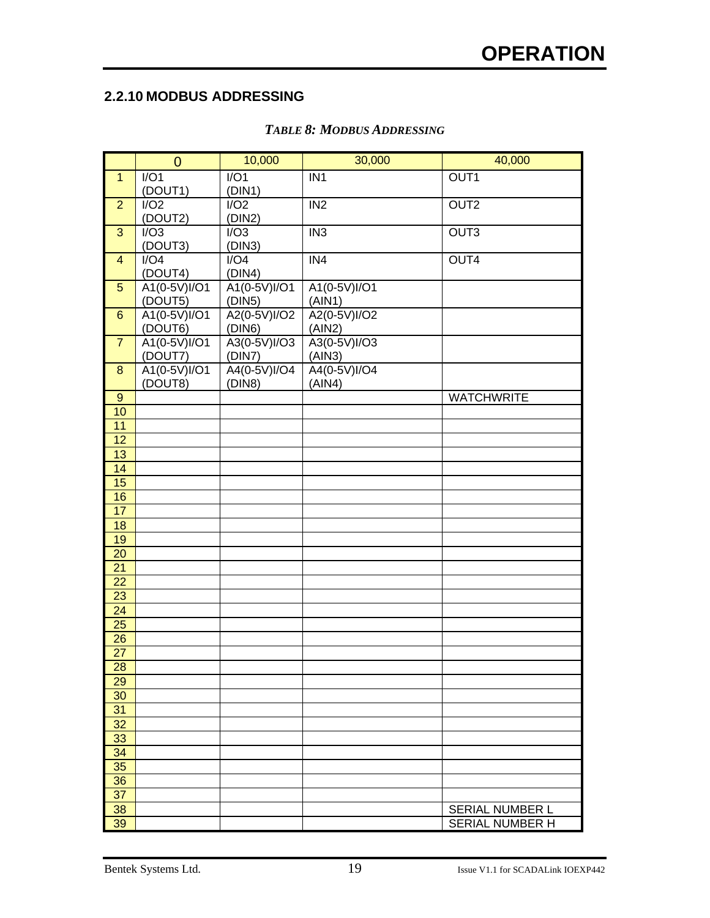## 2.2.10 MODBUS ADDRESSING

*TABLE 8: MODBUS ADDRESSING*

| | 0 | 10,000 | 30,000 | 40,000 |
|---|---|---|---|---|
| 1 | I/O1 (DOUT1) | I/O1 (DIN1) | IN1 | OUT1 |
| 2 | I/O2 (DOUT2) | I/O2 (DIN2) | IN2 | OUT2 |
| 3 | I/O3 (DOUT3) | I/O3 (DIN3) | IN3 | OUT3 |
| 4 | I/O4 (DOUT4) | I/O4 (DIN4) | IN4 | OUT4 |
| 5 | A1(0-5V)I/O1 (DOUT5) | A1(0-5V)I/O1 (DIN5) | A1(0-5V)I/O1 (AIN1) | |
| 6 | A1(0-5V)I/O1 (DOUT6) | A2(0-5V)I/O2 (DIN6) | A2(0-5V)I/O2 (AIN2) | |
| 7 | A1(0-5V)I/O1 (DOUT7) | A3(0-5V)I/O3 (DIN7) | A3(0-5V)I/O3 (AIN3) | |
| 8 | A1(0-5V)I/O1 (DOUT8) | A4(0-5V)I/O4 (DIN8) | A4(0-5V)I/O4 (AIN4) | |
| 9 | | | | WATCHWRITE |
| 10 | | | | |
| 11 | | | | |
| 12 | | | | |
| 13 | | | | |
| 14 | | | | |
| 15 | | | | |
| 16 | | | | |
| 17 | | | | |
| 18 | | | | |
| 19 | | | | |
| 20 | | | | |
| 21 | | | | |
| 22 | | | | |
| 23 | | | | |
| 24 | | | | |
| 25 | | | | |
| 26 | | | | |
| 27 | | | | |
| 28 | | | | |
| 29 | | | | |
| 30 | | | | |
| 31 | | | | |
| 32 | | | | |
| 33 | | | | |
| 34 | | | | |
| 35 | | | | |
| 36 | | | | |
| 37 | | | | |
| 38 | | | | SERIAL NUMBER L |
| 39 | | | | SERIAL NUMBER H |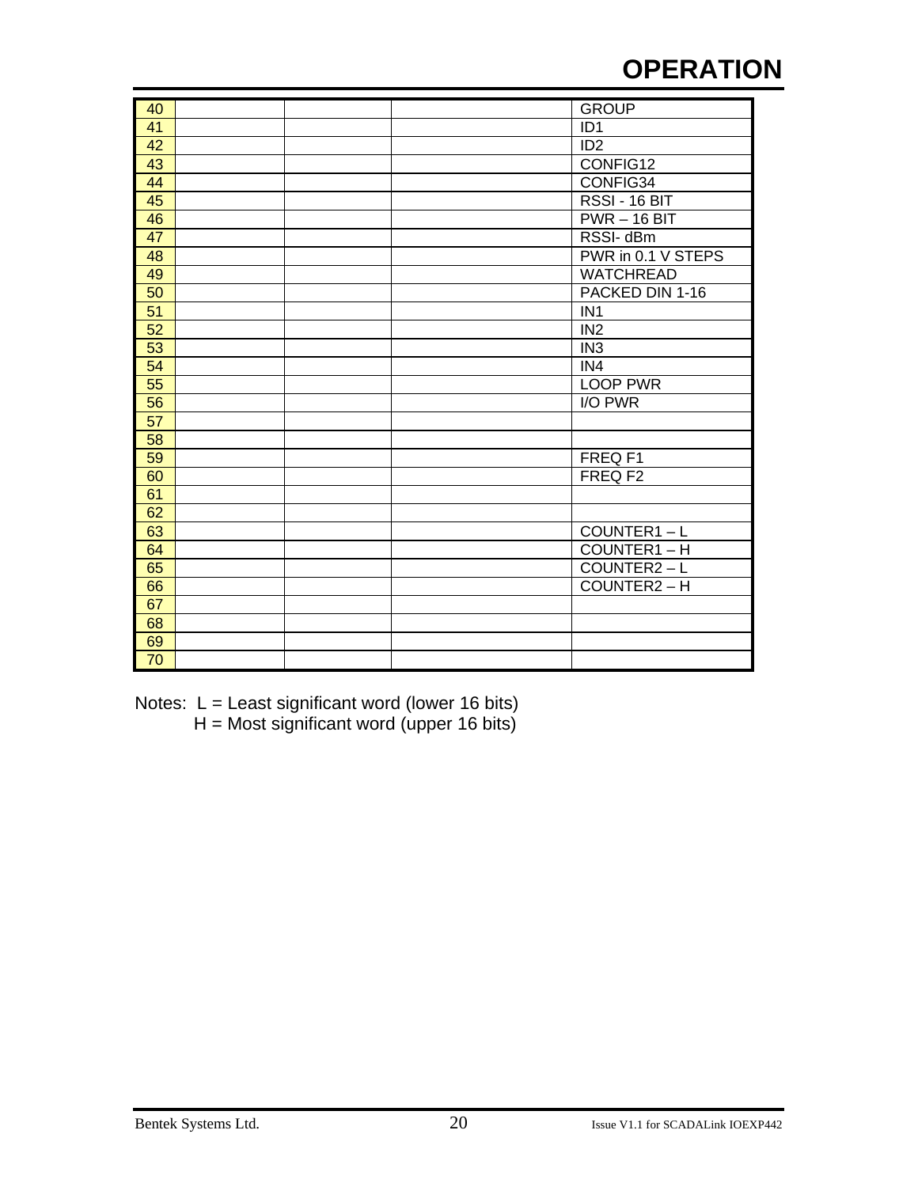# OPERATION

| 40 | | | | GROUP |
|---|---|---|---|---|
| 41 | | | | ID1 |
| 42 | | | | ID2 |
| 43 | | | | CONFIG12 |
| 44 | | | | CONFIG34 |
| 45 | | | | RSSI - 16 BIT |
| 46 | | | | PWR – 16 BIT |
| 47 | | | | RSSI- dBm |
| 48 | | | | PWR in 0.1 V STEPS |
| 49 | | | | WATCHREAD |
| 50 | | | | PACKED DIN 1-16 |
| 51 | | | | IN1 |
| 52 | | | | IN2 |
| 53 | | | | IN3 |
| 54 | | | | IN4 |
| 55 | | | | LOOP PWR |
| 56 | | | | I/O PWR |
| 57 | | | | |
| 58 | | | | |
| 59 | | | | FREQ F1 |
| 60 | | | | FREQ F2 |
| 61 | | | | |
| 62 | | | | |
| 63 | | | | COUNTER1 – L |
| 64 | | | | COUNTER1 – H |
| 65 | | | | COUNTER2 – L |
| 66 | | | | COUNTER2 – H |
| 67 | | | | |
| 68 | | | | |
| 69 | | | | |
| 70 | | | | |

Notes: L = Least significant word (lower 16 bits)
H = Most significant word (upper 16 bits)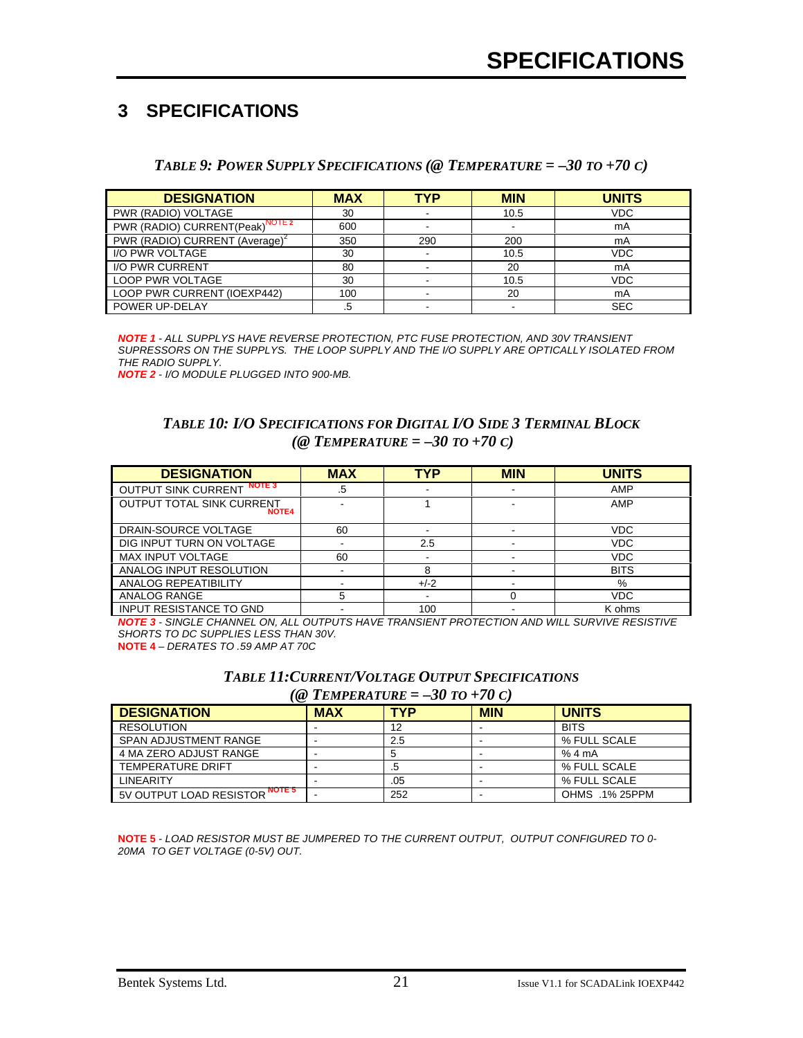# 3 SPECIFICATIONS

***TABLE 9: POWER SUPPLY SPECIFICATIONS (@ TEMPERATURE = –30 TO +70 C)***

| DESIGNATION | MAX | TYP | MIN | UNITS |
|---|---|---|---|---|
| PWR (RADIO) VOLTAGE | 30 | - | 10.5 | VDC |
| PWR (RADIO) CURRENT(Peak) NOTE 2 | 600 | - | - | mA |
| PWR (RADIO) CURRENT (Average) [2] | 350 | 290 | 200 | mA |
| I/O PWR VOLTAGE | 30 | - | 10.5 | VDC |
| I/O PWR CURRENT | 80 | - | 20 | mA |
| LOOP PWR VOLTAGE | 30 | - | 10.5 | VDC |
| LOOP PWR CURRENT (IOEXP442) | 100 | - | 20 | mA |
| POWER UP-DELAY | .5 | - | - | SEC |

***NOTE 1*** *- ALL SUPPLYS HAVE REVERSE PROTECTION, PTC FUSE PROTECTION, AND 30V TRANSIENT SUPRESSORS ON THE SUPPLYS. THE LOOP SUPPLY AND THE I/O SUPPLY ARE OPTICALLY ISOLATED FROM THE RADIO SUPPLY.*
***NOTE 2*** *- I/O MODULE PLUGGED INTO 900-MB.*

***TABLE 10: I/O SPECIFICATIONS FOR DIGITAL I/O SIDE 3 TERMINAL BLOCK (@ TEMPERATURE = –30 TO +70 C)***

| DESIGNATION | MAX | TYP | MIN | UNITS |
|---|---|---|---|---|
| OUTPUT SINK CURRENT NOTE 3 | .5 | - | - | AMP |
| OUTPUT TOTAL SINK CURRENT NOTE4 | - | 1 | - | AMP |
| DRAIN-SOURCE VOLTAGE | 60 | - | - | VDC |
| DIG INPUT TURN ON VOLTAGE | - | 2.5 | - | VDC |
| MAX INPUT VOLTAGE | 60 | - | - | VDC |
| ANALOG INPUT RESOLUTION | - | 8 | - | BITS |
| ANALOG REPEATIBILITY | - | +/-2 | - | % |
| ANALOG RANGE | 5 | - | 0 | VDC |
| INPUT RESISTANCE TO GND | - | 100 | - | K ohms |

***NOTE 3*** *- SINGLE CHANNEL ON, ALL OUTPUTS HAVE TRANSIENT PROTECTION AND WILL SURVIVE RESISTIVE SHORTS TO DC SUPPLIES LESS THAN 30V.*
**NOTE 4** *– DERATES TO .59 AMP AT 70C*

***TABLE 11:CURRENT/VOLTAGE OUTPUT SPECIFICATIONS (@ TEMPERATURE = –30 TO +70 C)***

| DESIGNATION | MAX | TYP | MIN | UNITS |
|---|---|---|---|---|
| RESOLUTION | - | 12 | - | BITS |
| SPAN ADJUSTMENT RANGE | - | 2.5 | - | % FULL SCALE |
| 4 MA ZERO ADJUST RANGE | - | 5 | - | % 4 mA |
| TEMPERATURE DRIFT | - | .5 | - | % FULL SCALE |
| LINEARITY | - | .05 | - | % FULL SCALE |
| 5V OUTPUT LOAD RESISTOR NOTE 5 | - | 252 | - | OHMS .1% 25PPM |

**NOTE 5** *- LOAD RESISTOR MUST BE JUMPERED TO THE CURRENT OUTPUT, OUTPUT CONFIGURED TO 0-20MA TO GET VOLTAGE (0-5V) OUT.*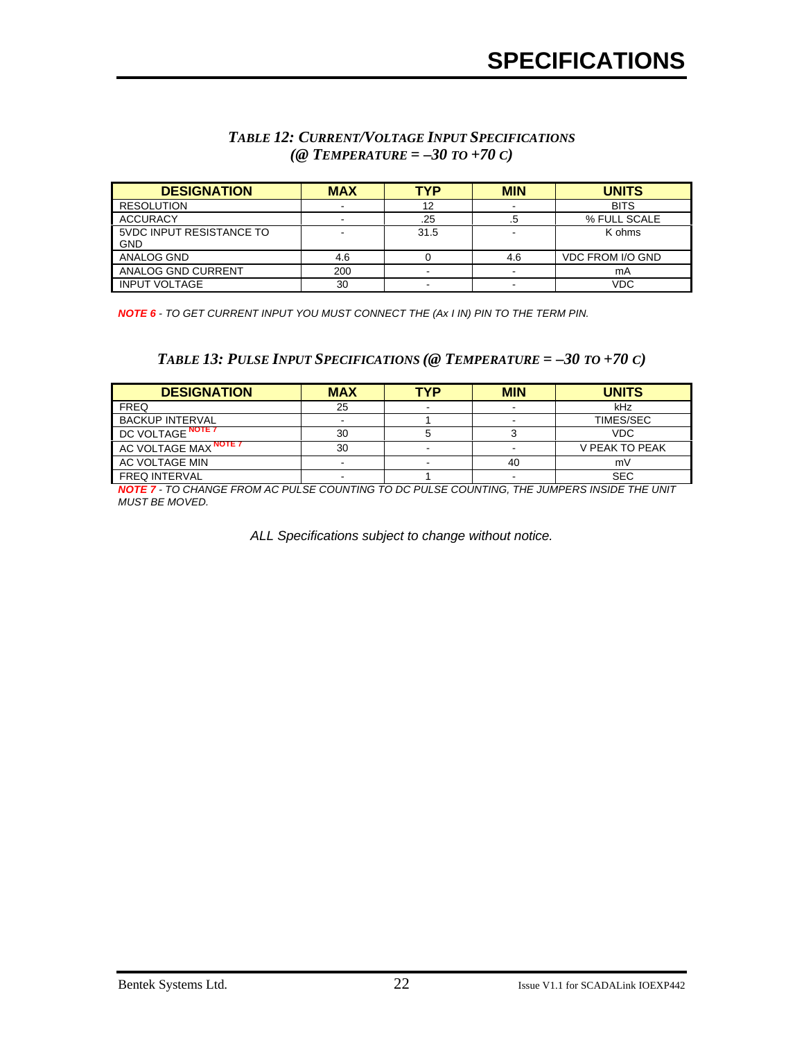# SPECIFICATIONS

***TABLE 12: CURRENT/VOLTAGE INPUT SPECIFICATIONS (@ TEMPERATURE = –30 TO +70 C)***

| DESIGNATION | MAX | TYP | MIN | UNITS |
|---|---|---|---|---|
| RESOLUTION | - | 12 | - | BITS |
| ACCURACY | - | .25 | .5 | % FULL SCALE |
| 5VDC INPUT RESISTANCE TO GND | - | 31.5 | - | K ohms |
| ANALOG GND | 4.6 | 0 | 4.6 | VDC FROM I/O GND |
| ANALOG GND CURRENT | 200 | - | - | mA |
| INPUT VOLTAGE | 30 | - | - | VDC |

***NOTE 6** - TO GET CURRENT INPUT YOU MUST CONNECT THE (Ax I IN) PIN TO THE TERM PIN.*

***TABLE 13: PULSE INPUT SPECIFICATIONS (@ TEMPERATURE = –30 TO +70 C)***

| DESIGNATION | MAX | TYP | MIN | UNITS |
|---|---|---|---|---|
| FREQ | 25 | - | - | kHz |
| BACKUP INTERVAL | - | 1 | - | TIMES/SEC |
| DC VOLTAGE NOTE 7 | 30 | 5 | 3 | VDC |
| AC VOLTAGE MAX NOTE 7 | 30 | - | - | V PEAK TO PEAK |
| AC VOLTAGE MIN | - | - | 40 | mV |
| FREQ INTERVAL | - | 1 | - | SEC |

***NOTE 7** - TO CHANGE FROM AC PULSE COUNTING TO DC PULSE COUNTING, THE JUMPERS INSIDE THE UNIT MUST BE MOVED.*

*ALL Specifications subject to change without notice.*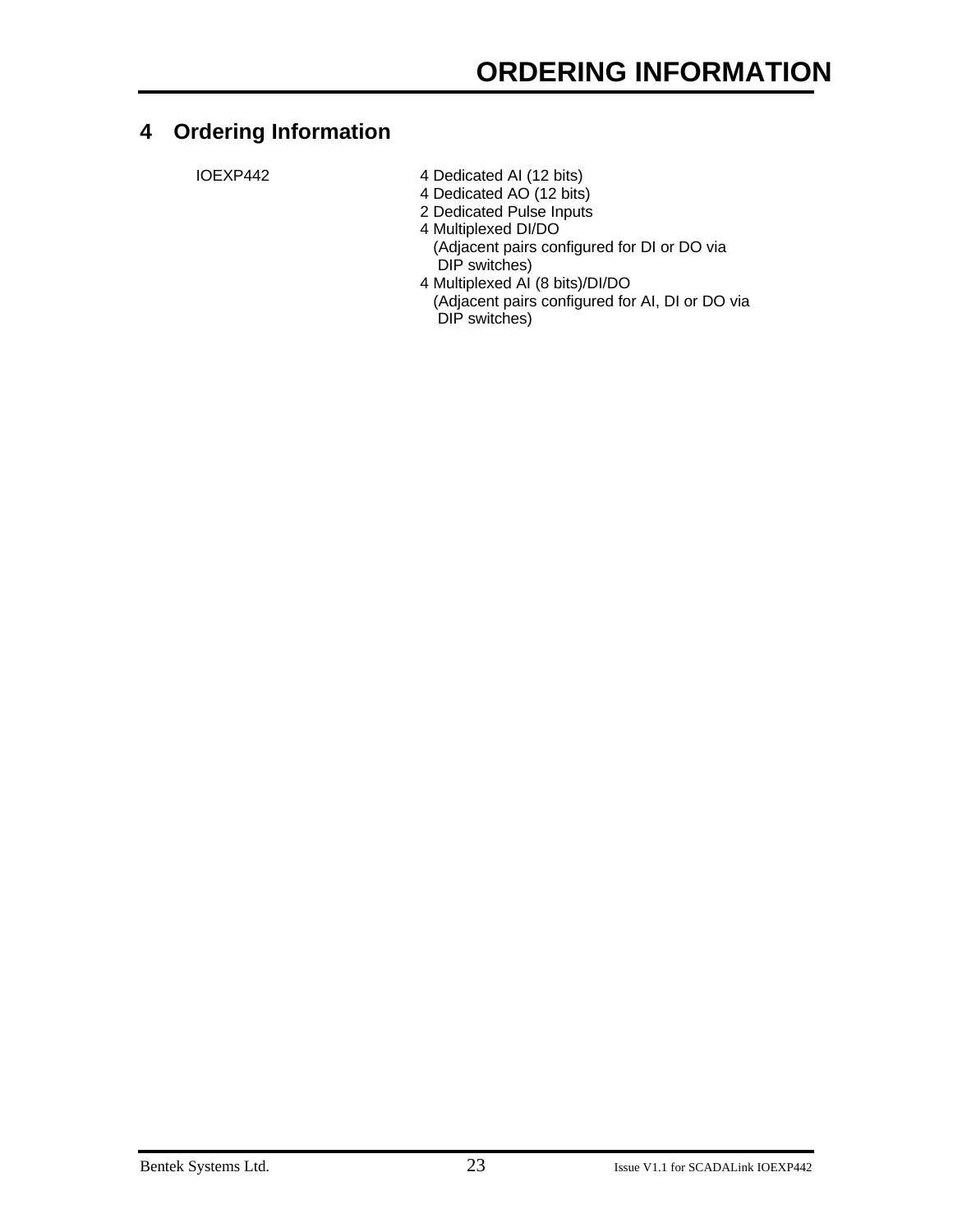# 4 Ordering Information

| | |
|---|---|
| IOEXP442 | 4 Dedicated AI (12 bits)<br>4 Dedicated AO (12 bits)<br>2 Dedicated Pulse Inputs<br>4 Multiplexed DI/DO<br>(Adjacent pairs configured for DI or DO via DIP switches)<br>4 Multiplexed AI (8 bits)/DI/DO<br>(Adjacent pairs configured for AI, DI or DO via DIP switches) |